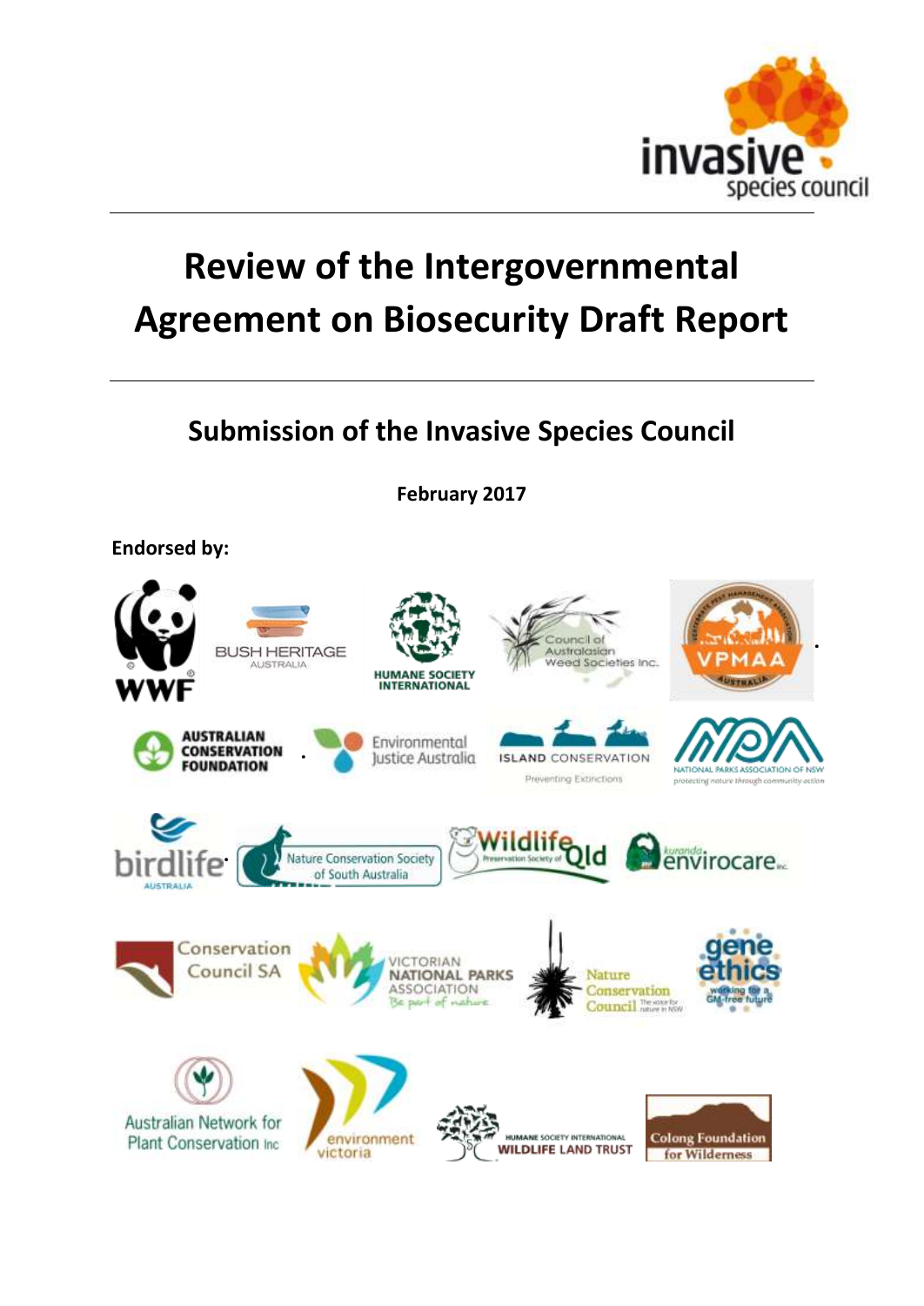# Review of the Intergovernmental Agreement on Biosecurity Draft Report

## Submission of the Invasive Species Council

**February 2017**

**Endorsed by:**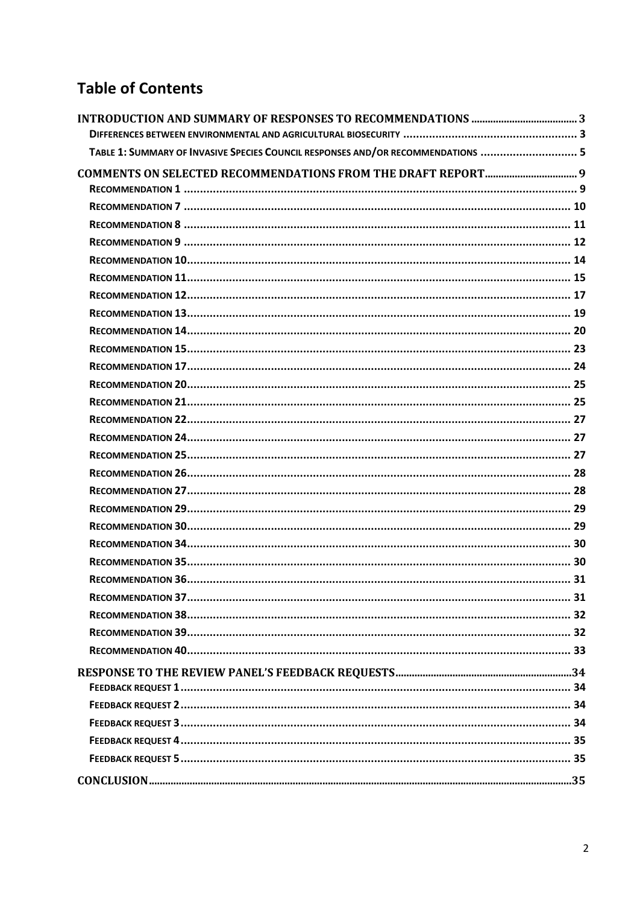# Table of Contents

- INTRODUCTION AND SUMMARY OF RESPONSES TO RECOMMENDATIONS ........ 3
  - DIFFERENCES BETWEEN ENVIRONMENTAL AND AGRICULTURAL BIOSECURITY ........ 3
  - TABLE 1: SUMMARY OF INVASIVE SPECIES COUNCIL RESPONSES AND/OR RECOMMENDATIONS ........ 5
- COMMENTS ON SELECTED RECOMMENDATIONS FROM THE DRAFT REPORT ........ 9
  - RECOMMENDATION 1 ........ 9
  - RECOMMENDATION 7 ........ 10
  - RECOMMENDATION 8 ........ 11
  - RECOMMENDATION 9 ........ 12
  - RECOMMENDATION 10 ........ 14
  - RECOMMENDATION 11 ........ 15
  - RECOMMENDATION 12 ........ 17
  - RECOMMENDATION 13 ........ 19
  - RECOMMENDATION 14 ........ 20
  - RECOMMENDATION 15 ........ 23
  - RECOMMENDATION 17 ........ 24
  - RECOMMENDATION 20 ........ 25
  - RECOMMENDATION 21 ........ 25
  - RECOMMENDATION 22 ........ 27
  - RECOMMENDATION 24 ........ 27
  - RECOMMENDATION 25 ........ 27
  - RECOMMENDATION 26 ........ 28
  - RECOMMENDATION 27 ........ 28
  - RECOMMENDATION 29 ........ 29
  - RECOMMENDATION 30 ........ 29
  - RECOMMENDATION 34 ........ 30
  - RECOMMENDATION 35 ........ 30
  - RECOMMENDATION 36 ........ 31
  - RECOMMENDATION 37 ........ 31
  - RECOMMENDATION 38 ........ 32
  - RECOMMENDATION 39 ........ 32
  - RECOMMENDATION 40 ........ 33
- RESPONSE TO THE REVIEW PANEL'S FEEDBACK REQUESTS ........ 34
  - FEEDBACK REQUEST 1 ........ 34
  - FEEDBACK REQUEST 2 ........ 34
  - FEEDBACK REQUEST 3 ........ 34
  - FEEDBACK REQUEST 4 ........ 35
  - FEEDBACK REQUEST 5 ........ 35
- CONCLUSION ........ 35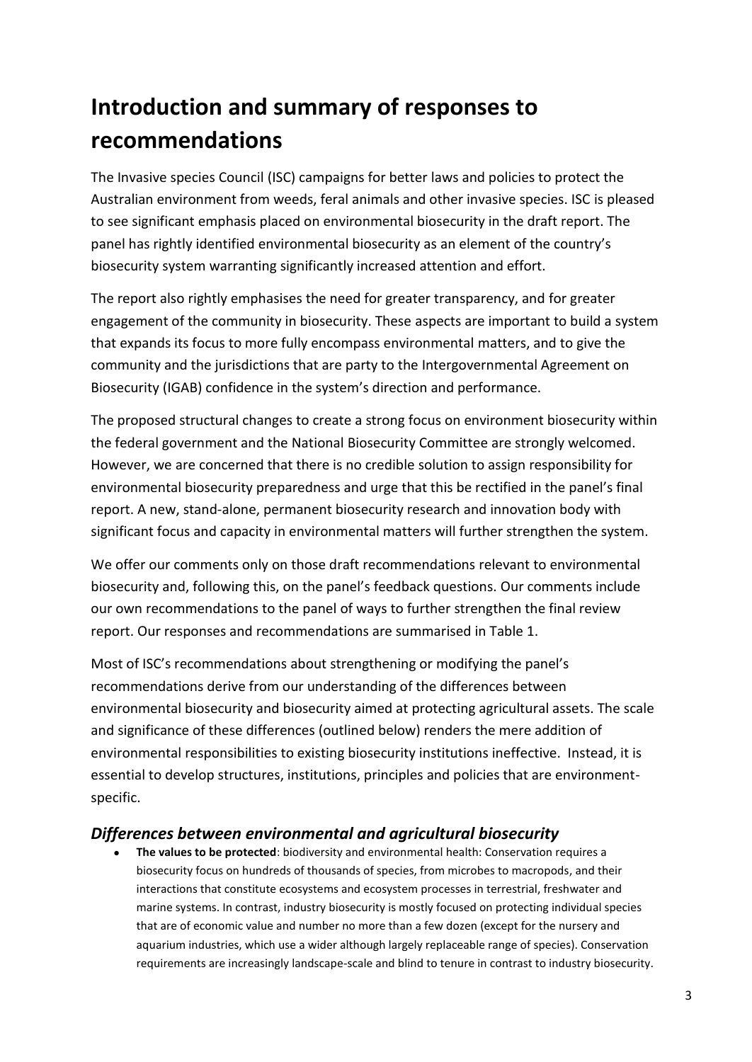# Introduction and summary of responses to recommendations

The Invasive species Council (ISC) campaigns for better laws and policies to protect the Australian environment from weeds, feral animals and other invasive species. ISC is pleased to see significant emphasis placed on environmental biosecurity in the draft report. The panel has rightly identified environmental biosecurity as an element of the country's biosecurity system warranting significantly increased attention and effort.

The report also rightly emphasises the need for greater transparency, and for greater engagement of the community in biosecurity. These aspects are important to build a system that expands its focus to more fully encompass environmental matters, and to give the community and the jurisdictions that are party to the Intergovernmental Agreement on Biosecurity (IGAB) confidence in the system's direction and performance.

The proposed structural changes to create a strong focus on environment biosecurity within the federal government and the National Biosecurity Committee are strongly welcomed. However, we are concerned that there is no credible solution to assign responsibility for environmental biosecurity preparedness and urge that this be rectified in the panel's final report. A new, stand-alone, permanent biosecurity research and innovation body with significant focus and capacity in environmental matters will further strengthen the system.

We offer our comments only on those draft recommendations relevant to environmental biosecurity and, following this, on the panel's feedback questions. Our comments include our own recommendations to the panel of ways to further strengthen the final review report. Our responses and recommendations are summarised in Table 1.

Most of ISC's recommendations about strengthening or modifying the panel's recommendations derive from our understanding of the differences between environmental biosecurity and biosecurity aimed at protecting agricultural assets. The scale and significance of these differences (outlined below) renders the mere addition of environmental responsibilities to existing biosecurity institutions ineffective. Instead, it is essential to develop structures, institutions, principles and policies that are environment-specific.

## *Differences between environmental and agricultural biosecurity*

- **The values to be protected**: biodiversity and environmental health: Conservation requires a biosecurity focus on hundreds of thousands of species, from microbes to macropods, and their interactions that constitute ecosystems and ecosystem processes in terrestrial, freshwater and marine systems. In contrast, industry biosecurity is mostly focused on protecting individual species that are of economic value and number no more than a few dozen (except for the nursery and aquarium industries, which use a wider although largely replaceable range of species). Conservation requirements are increasingly landscape-scale and blind to tenure in contrast to industry biosecurity.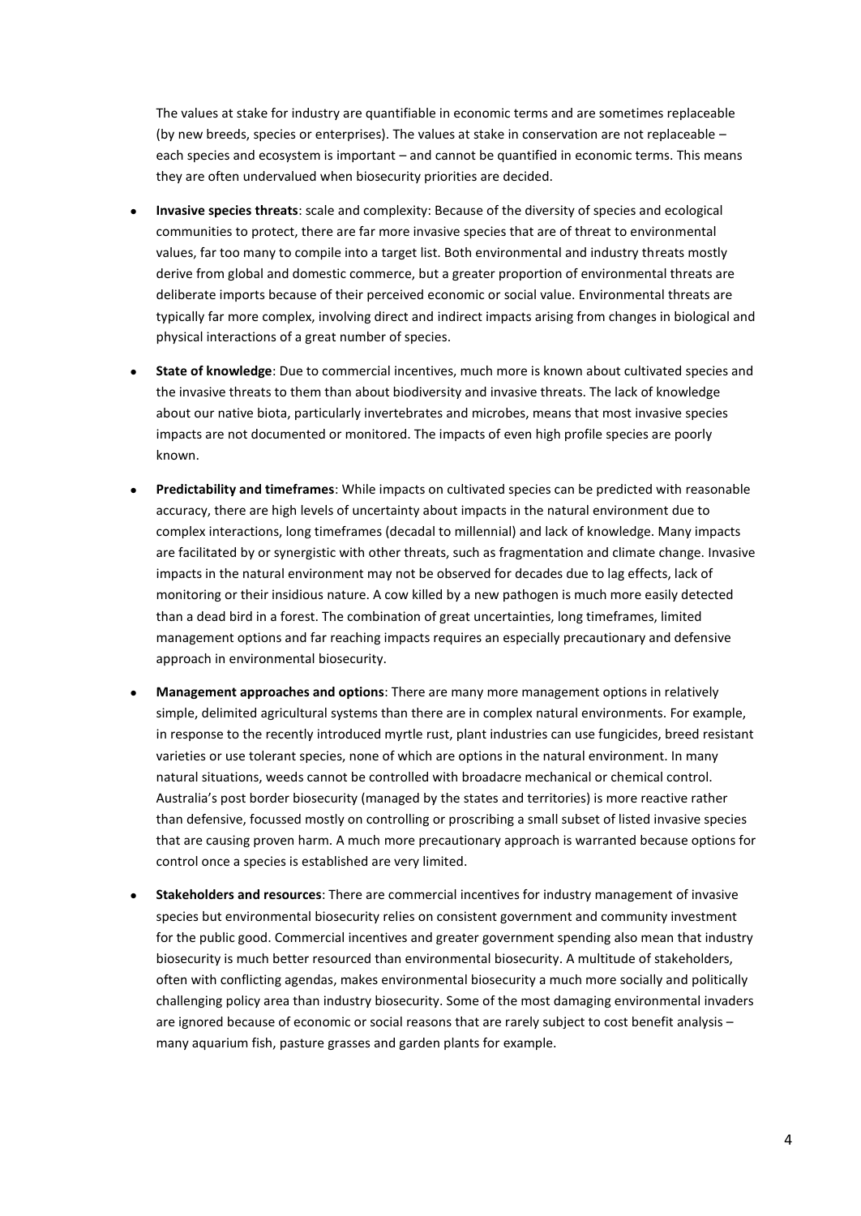The values at stake for industry are quantifiable in economic terms and are sometimes replaceable (by new breeds, species or enterprises). The values at stake in conservation are not replaceable – each species and ecosystem is important – and cannot be quantified in economic terms. This means they are often undervalued when biosecurity priorities are decided.

- **Invasive species threats**: scale and complexity: Because of the diversity of species and ecological communities to protect, there are far more invasive species that are of threat to environmental values, far too many to compile into a target list. Both environmental and industry threats mostly derive from global and domestic commerce, but a greater proportion of environmental threats are deliberate imports because of their perceived economic or social value. Environmental threats are typically far more complex, involving direct and indirect impacts arising from changes in biological and physical interactions of a great number of species.
- **State of knowledge**: Due to commercial incentives, much more is known about cultivated species and the invasive threats to them than about biodiversity and invasive threats. The lack of knowledge about our native biota, particularly invertebrates and microbes, means that most invasive species impacts are not documented or monitored. The impacts of even high profile species are poorly known.
- **Predictability and timeframes**: While impacts on cultivated species can be predicted with reasonable accuracy, there are high levels of uncertainty about impacts in the natural environment due to complex interactions, long timeframes (decadal to millennial) and lack of knowledge. Many impacts are facilitated by or synergistic with other threats, such as fragmentation and climate change. Invasive impacts in the natural environment may not be observed for decades due to lag effects, lack of monitoring or their insidious nature. A cow killed by a new pathogen is much more easily detected than a dead bird in a forest. The combination of great uncertainties, long timeframes, limited management options and far reaching impacts requires an especially precautionary and defensive approach in environmental biosecurity.
- **Management approaches and options**: There are many more management options in relatively simple, delimited agricultural systems than there are in complex natural environments. For example, in response to the recently introduced myrtle rust, plant industries can use fungicides, breed resistant varieties or use tolerant species, none of which are options in the natural environment. In many natural situations, weeds cannot be controlled with broadacre mechanical or chemical control. Australia's post border biosecurity (managed by the states and territories) is more reactive rather than defensive, focussed mostly on controlling or proscribing a small subset of listed invasive species that are causing proven harm. A much more precautionary approach is warranted because options for control once a species is established are very limited.
- **Stakeholders and resources**: There are commercial incentives for industry management of invasive species but environmental biosecurity relies on consistent government and community investment for the public good. Commercial incentives and greater government spending also mean that industry biosecurity is much better resourced than environmental biosecurity. A multitude of stakeholders, often with conflicting agendas, makes environmental biosecurity a much more socially and politically challenging policy area than industry biosecurity. Some of the most damaging environmental invaders are ignored because of economic or social reasons that are rarely subject to cost benefit analysis – many aquarium fish, pasture grasses and garden plants for example.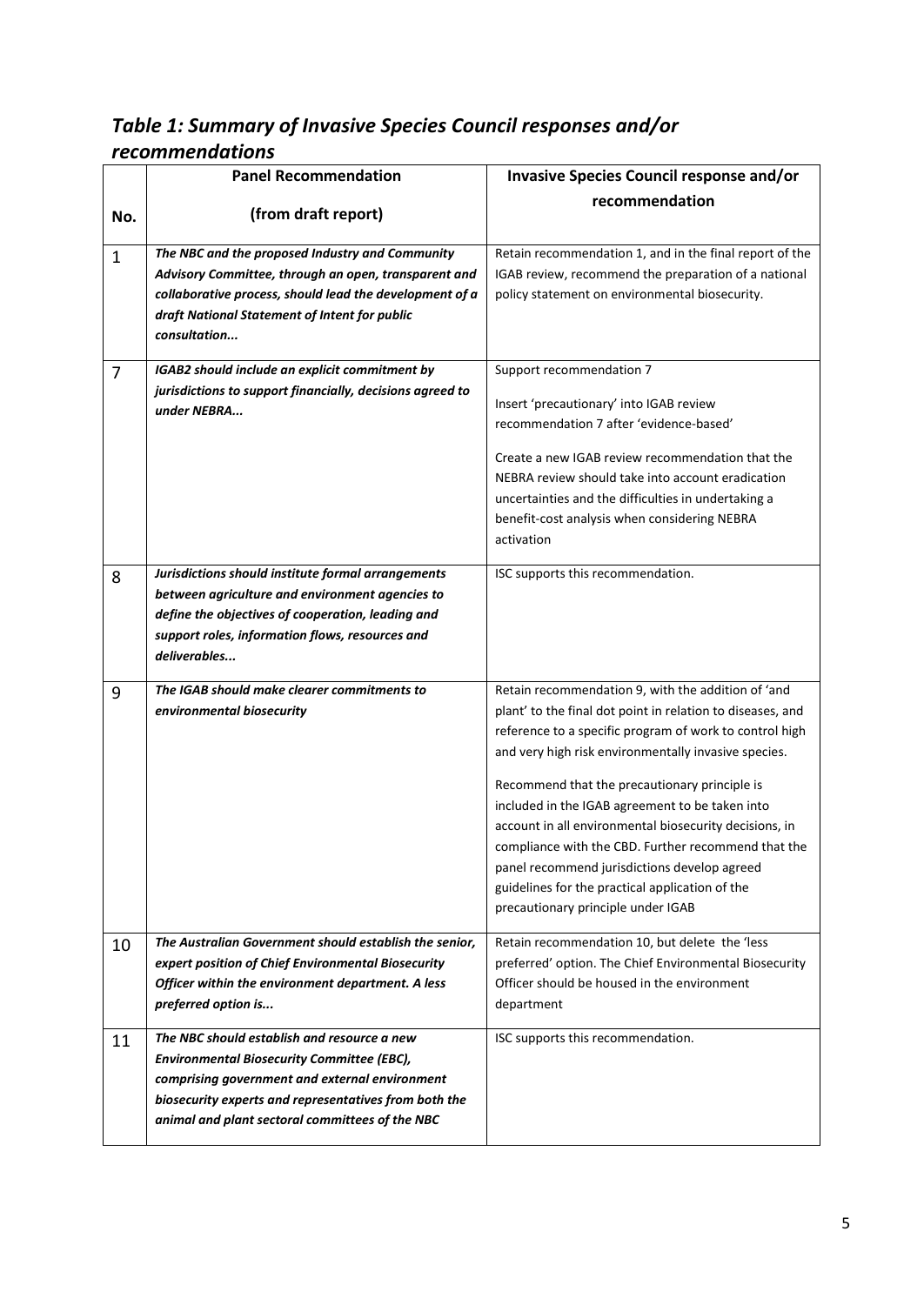## *Table 1: Summary of Invasive Species Council responses and/or recommendations*

| No. | Panel Recommendation (from draft report) | Invasive Species Council response and/or recommendation |
|---|---|---|
| 1 | ***The NBC and the proposed Industry and Community Advisory Committee, through an open, transparent and collaborative process, should lead the development of a draft National Statement of Intent for public consultation...*** | Retain recommendation 1, and in the final report of the IGAB review, recommend the preparation of a national policy statement on environmental biosecurity. |
| 7 | ***IGAB2 should include an explicit commitment by jurisdictions to support financially, decisions agreed to under NEBRA...*** | Support recommendation 7<br><br>Insert 'precautionary' into IGAB review recommendation 7 after 'evidence-based'<br><br>Create a new IGAB review recommendation that the NEBRA review should take into account eradication uncertainties and the difficulties in undertaking a benefit-cost analysis when considering NEBRA activation |
| 8 | ***Jurisdictions should institute formal arrangements between agriculture and environment agencies to define the objectives of cooperation, leading and support roles, information flows, resources and deliverables...*** | ISC supports this recommendation. |
| 9 | ***The IGAB should make clearer commitments to environmental biosecurity*** | Retain recommendation 9, with the addition of 'and plant' to the final dot point in relation to diseases, and reference to a specific program of work to control high and very high risk environmentally invasive species.<br><br>Recommend that the precautionary principle is included in the IGAB agreement to be taken into account in all environmental biosecurity decisions, in compliance with the CBD. Further recommend that the panel recommend jurisdictions develop agreed guidelines for the practical application of the precautionary principle under IGAB |
| 10 | ***The Australian Government should establish the senior, expert position of Chief Environmental Biosecurity Officer within the environment department. A less preferred option is...*** | Retain recommendation 10, but delete the 'less preferred' option. The Chief Environmental Biosecurity Officer should be housed in the environment department |
| 11 | ***The NBC should establish and resource a new Environmental Biosecurity Committee (EBC), comprising government and external environment biosecurity experts and representatives from both the animal and plant sectoral committees of the NBC*** | ISC supports this recommendation. |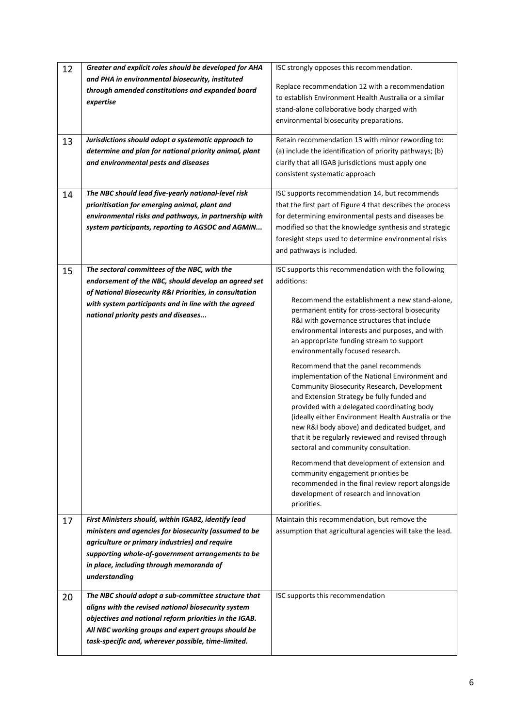| | | |
|---|---|---|
| 12 | ***Greater and explicit roles should be developed for AHA and PHA in environmental biosecurity, instituted through amended constitutions and expanded board expertise*** | ISC strongly opposes this recommendation.<br><br>Replace recommendation 12 with a recommendation to establish Environment Health Australia or a similar stand-alone collaborative body charged with environmental biosecurity preparations. |
| 13 | ***Jurisdictions should adopt a systematic approach to determine and plan for national priority animal, plant and environmental pests and diseases*** | Retain recommendation 13 with minor rewording to: (a) include the identification of priority pathways; (b) clarify that all IGAB jurisdictions must apply one consistent systematic approach |
| 14 | ***The NBC should lead five-yearly national-level risk prioritisation for emerging animal, plant and environmental risks and pathways, in partnership with system participants, reporting to AGSOC and AGMIN...*** | ISC supports recommendation 14, but recommends that the first part of Figure 4 that describes the process for determining environmental pests and diseases be modified so that the knowledge synthesis and strategic foresight steps used to determine environmental risks and pathways is included. |
| 15 | ***The sectoral committees of the NBC, with the endorsement of the NBC, should develop an agreed set of National Biosecurity R&I Priorities, in consultation with system participants and in line with the agreed national priority pests and diseases...*** | ISC supports this recommendation with the following additions:<br><br>Recommend the establishment a new stand-alone, permanent entity for cross-sectoral biosecurity R&I with governance structures that include environmental interests and purposes, and with an appropriate funding stream to support environmentally focused research.<br><br>Recommend that the panel recommends implementation of the National Environment and Community Biosecurity Research, Development and Extension Strategy be fully funded and provided with a delegated coordinating body (ideally either Environment Health Australia or the new R&I body above) and dedicated budget, and that it be regularly reviewed and revised through sectoral and community consultation.<br><br>Recommend that development of extension and community engagement priorities be recommended in the final review report alongside development of research and innovation priorities. |
| 17 | ***First Ministers should, within IGAB2, identify lead ministers and agencies for biosecurity (assumed to be agriculture or primary industries) and require supporting whole-of-government arrangements to be in place, including through memoranda of understanding*** | Maintain this recommendation, but remove the assumption that agricultural agencies will take the lead. |
| 20 | ***The NBC should adopt a sub-committee structure that aligns with the revised national biosecurity system objectives and national reform priorities in the IGAB. All NBC working groups and expert groups should be task-specific and, wherever possible, time-limited.*** | ISC supports this recommendation |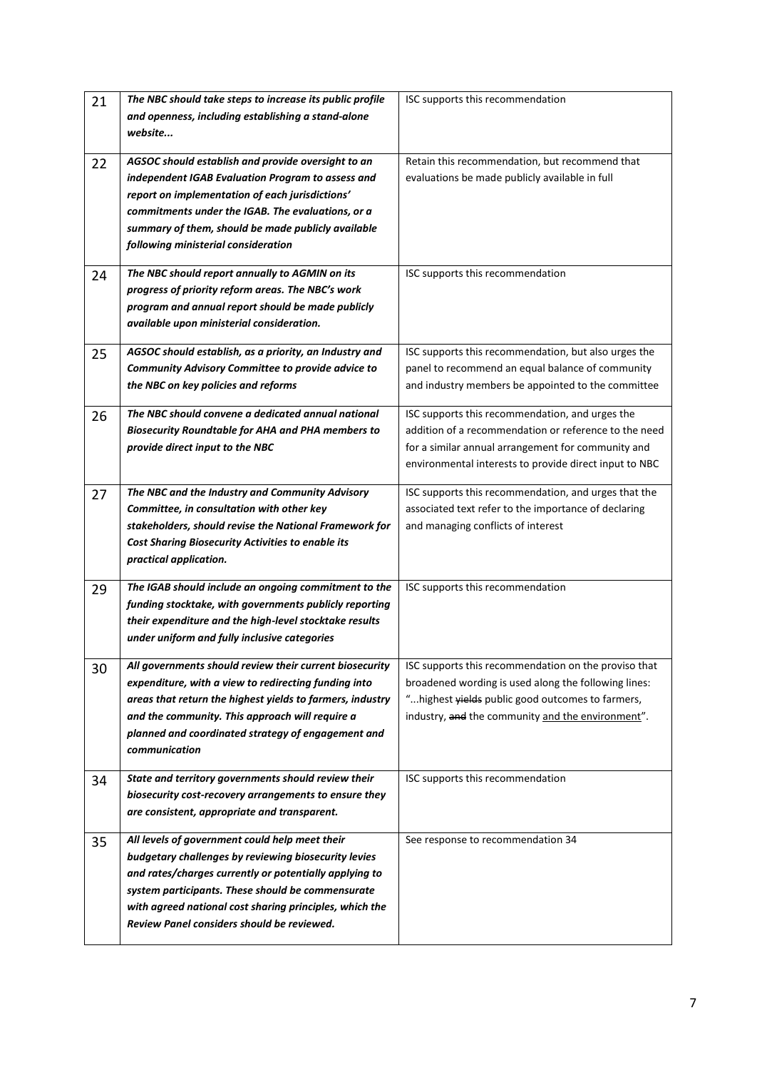| | | |
|---|---|---|
| 21 | ***The NBC should take steps to increase its public profile and openness, including establishing a stand-alone website...*** | ISC supports this recommendation |
| 22 | ***AGSOC should establish and provide oversight to an independent IGAB Evaluation Program to assess and report on implementation of each jurisdictions' commitments under the IGAB. The evaluations, or a summary of them, should be made publicly available following ministerial consideration*** | Retain this recommendation, but recommend that evaluations be made publicly available in full |
| 24 | ***The NBC should report annually to AGMIN on its progress of priority reform areas. The NBC's work program and annual report should be made publicly available upon ministerial consideration.*** | ISC supports this recommendation |
| 25 | ***AGSOC should establish, as a priority, an Industry and Community Advisory Committee to provide advice to the NBC on key policies and reforms*** | ISC supports this recommendation, but also urges the panel to recommend an equal balance of community and industry members be appointed to the committee |
| 26 | ***The NBC should convene a dedicated annual national Biosecurity Roundtable for AHA and PHA members to provide direct input to the NBC*** | ISC supports this recommendation, and urges the addition of a recommendation or reference to the need for a similar annual arrangement for community and environmental interests to provide direct input to NBC |
| 27 | ***The NBC and the Industry and Community Advisory Committee, in consultation with other key stakeholders, should revise the National Framework for Cost Sharing Biosecurity Activities to enable its practical application.*** | ISC supports this recommendation, and urges that the associated text refer to the importance of declaring and managing conflicts of interest |
| 29 | ***The IGAB should include an ongoing commitment to the funding stocktake, with governments publicly reporting their expenditure and the high-level stocktake results under uniform and fully inclusive categories*** | ISC supports this recommendation |
| 30 | ***All governments should review their current biosecurity expenditure, with a view to redirecting funding into areas that return the highest yields to farmers, industry and the community. This approach will require a planned and coordinated strategy of engagement and communication*** | ISC supports this recommendation on the proviso that broadened wording is used along the following lines: "...highest ~~yields~~ public good outcomes to farmers, industry, ~~and~~ the community <u>and the environment</u>". |
| 34 | ***State and territory governments should review their biosecurity cost-recovery arrangements to ensure they are consistent, appropriate and transparent.*** | ISC supports this recommendation |
| 35 | ***All levels of government could help meet their budgetary challenges by reviewing biosecurity levies and rates/charges currently or potentially applying to system participants. These should be commensurate with agreed national cost sharing principles, which the Review Panel considers should be reviewed.*** | See response to recommendation 34 |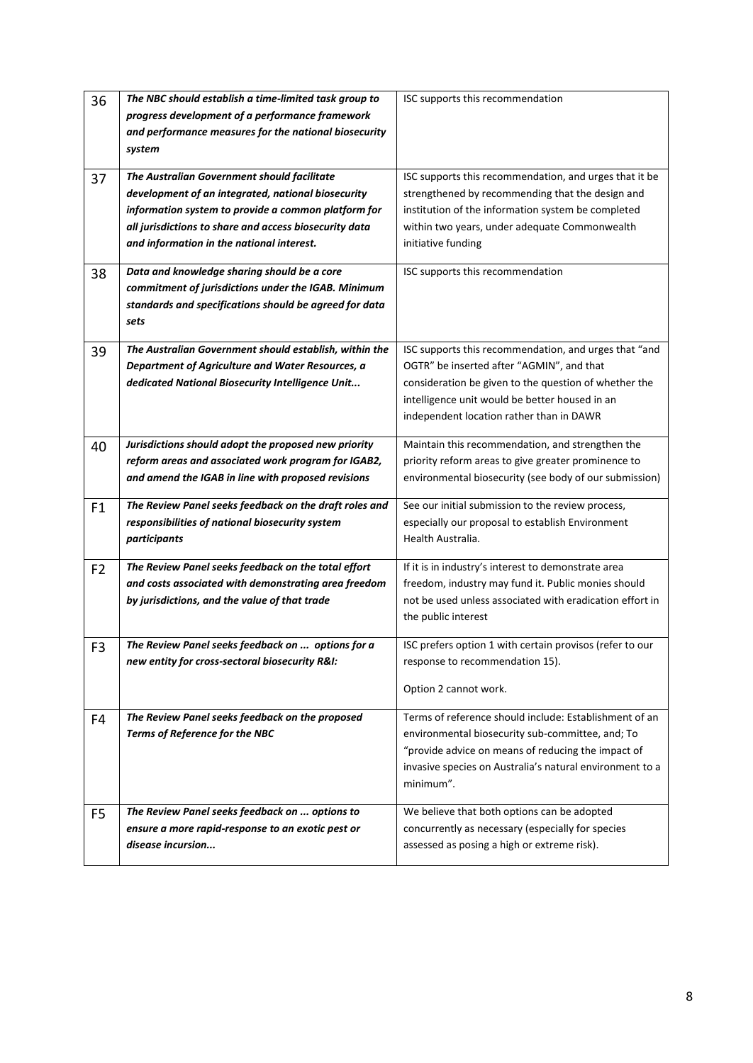| | | |
|---|---|---|
| 36 | ***The NBC should establish a time-limited task group to progress development of a performance framework and performance measures for the national biosecurity system*** | ISC supports this recommendation |
| 37 | ***The Australian Government should facilitate development of an integrated, national biosecurity information system to provide a common platform for all jurisdictions to share and access biosecurity data and information in the national interest.*** | ISC supports this recommendation, and urges that it be strengthened by recommending that the design and institution of the information system be completed within two years, under adequate Commonwealth initiative funding |
| 38 | ***Data and knowledge sharing should be a core commitment of jurisdictions under the IGAB. Minimum standards and specifications should be agreed for data sets*** | ISC supports this recommendation |
| 39 | ***The Australian Government should establish, within the Department of Agriculture and Water Resources, a dedicated National Biosecurity Intelligence Unit...*** | ISC supports this recommendation, and urges that "and OGTR" be inserted after "AGMIN", and that consideration be given to the question of whether the intelligence unit would be better housed in an independent location rather than in DAWR |
| 40 | ***Jurisdictions should adopt the proposed new priority reform areas and associated work program for IGAB2, and amend the IGAB in line with proposed revisions*** | Maintain this recommendation, and strengthen the priority reform areas to give greater prominence to environmental biosecurity (see body of our submission) |
| F1 | ***The Review Panel seeks feedback on the draft roles and responsibilities of national biosecurity system participants*** | See our initial submission to the review process, especially our proposal to establish Environment Health Australia. |
| F2 | ***The Review Panel seeks feedback on the total effort and costs associated with demonstrating area freedom by jurisdictions, and the value of that trade*** | If it is in industry's interest to demonstrate area freedom, industry may fund it. Public monies should not be used unless associated with eradication effort in the public interest |
| F3 | ***The Review Panel seeks feedback on ... options for a new entity for cross-sectoral biosecurity R&I:*** | ISC prefers option 1 with certain provisos (refer to our response to recommendation 15).<br><br>Option 2 cannot work. |
| F4 | ***The Review Panel seeks feedback on the proposed Terms of Reference for the NBC*** | Terms of reference should include: Establishment of an environmental biosecurity sub-committee, and; To "provide advice on means of reducing the impact of invasive species on Australia's natural environment to a minimum". |
| F5 | ***The Review Panel seeks feedback on ... options to ensure a more rapid-response to an exotic pest or disease incursion...*** | We believe that both options can be adopted concurrently as necessary (especially for species assessed as posing a high or extreme risk). |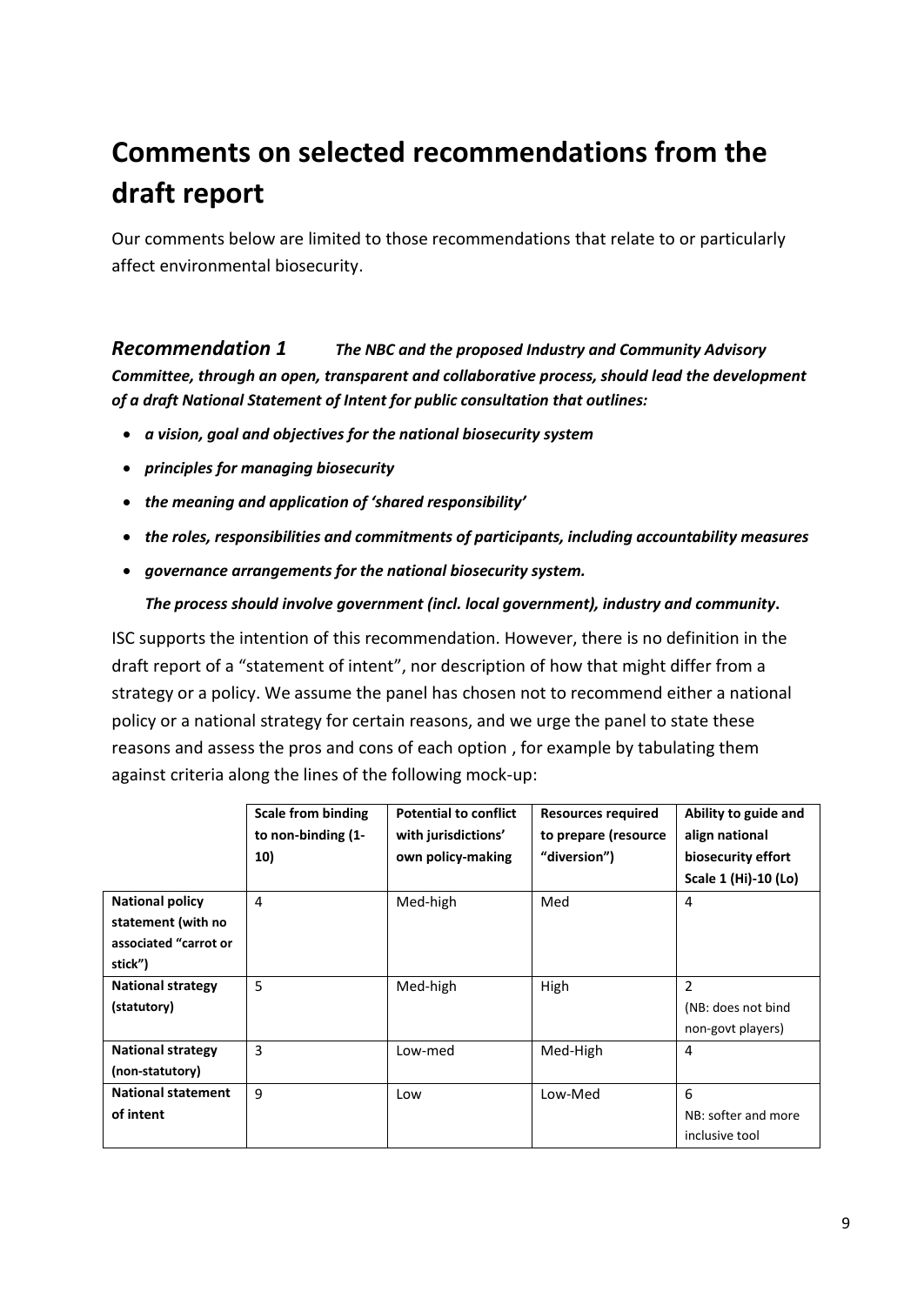# Comments on selected recommendations from the draft report

Our comments below are limited to those recommendations that relate to or particularly affect environmental biosecurity.

### *Recommendation 1* ***The NBC and the proposed Industry and Community Advisory Committee, through an open, transparent and collaborative process, should lead the development of a draft National Statement of Intent for public consultation that outlines:***

- ***a vision, goal and objectives for the national biosecurity system***
- ***principles for managing biosecurity***
- ***the meaning and application of 'shared responsibility'***
- ***the roles, responsibilities and commitments of participants, including accountability measures***
- ***governance arrangements for the national biosecurity system.***

***The process should involve government (incl. local government), industry and community*.**

ISC supports the intention of this recommendation. However, there is no definition in the draft report of a "statement of intent", nor description of how that might differ from a strategy or a policy. We assume the panel has chosen not to recommend either a national policy or a national strategy for certain reasons, and we urge the panel to state these reasons and assess the pros and cons of each option , for example by tabulating them against criteria along the lines of the following mock-up:

| | **Scale from binding to non-binding (1-10)** | **Potential to conflict with jurisdictions' own policy-making** | **Resources required to prepare (resource "diversion")** | **Ability to guide and align national biosecurity effort Scale 1 (Hi)-10 (Lo)** |
|---|---|---|---|---|
| **National policy statement (with no associated "carrot or stick")** | 4 | Med-high | Med | 4 |
| **National strategy (statutory)** | 5 | Med-high | High | 2 (NB: does not bind non-govt players) |
| **National strategy (non-statutory)** | 3 | Low-med | Med-High | 4 |
| **National statement of intent** | 9 | Low | Low-Med | 6 NB: softer and more inclusive tool |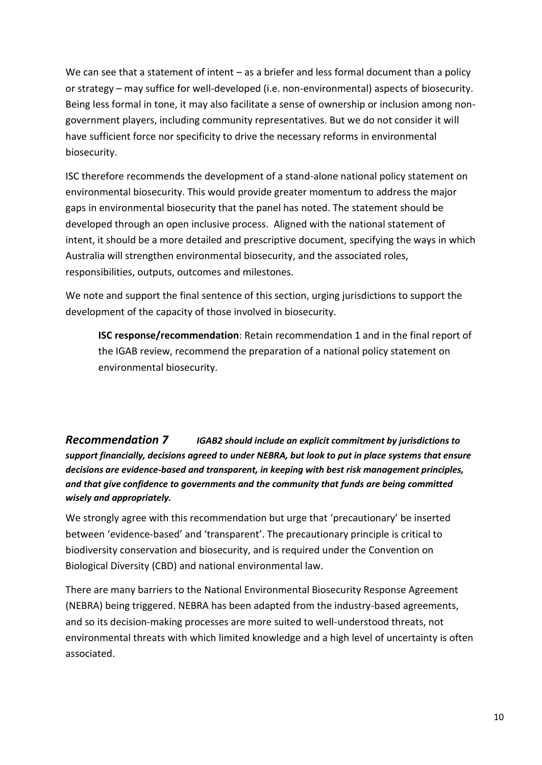We can see that a statement of intent – as a briefer and less formal document than a policy or strategy – may suffice for well-developed (i.e. non-environmental) aspects of biosecurity. Being less formal in tone, it may also facilitate a sense of ownership or inclusion among non-government players, including community representatives. But we do not consider it will have sufficient force nor specificity to drive the necessary reforms in environmental biosecurity.

ISC therefore recommends the development of a stand-alone national policy statement on environmental biosecurity. This would provide greater momentum to address the major gaps in environmental biosecurity that the panel has noted. The statement should be developed through an open inclusive process. Aligned with the national statement of intent, it should be a more detailed and prescriptive document, specifying the ways in which Australia will strengthen environmental biosecurity, and the associated roles, responsibilities, outputs, outcomes and milestones.

We note and support the final sentence of this section, urging jurisdictions to support the development of the capacity of those involved in biosecurity.

> **ISC response/recommendation**: Retain recommendation 1 and in the final report of the IGAB review, recommend the preparation of a national policy statement on environmental biosecurity.

### *Recommendation 7* ***IGAB2 should include an explicit commitment by jurisdictions to support financially, decisions agreed to under NEBRA, but look to put in place systems that ensure decisions are evidence-based and transparent, in keeping with best risk management principles, and that give confidence to governments and the community that funds are being committed wisely and appropriately.***

We strongly agree with this recommendation but urge that 'precautionary' be inserted between 'evidence-based' and 'transparent'. The precautionary principle is critical to biodiversity conservation and biosecurity, and is required under the Convention on Biological Diversity (CBD) and national environmental law.

There are many barriers to the National Environmental Biosecurity Response Agreement (NEBRA) being triggered. NEBRA has been adapted from the industry-based agreements, and so its decision-making processes are more suited to well-understood threats, not environmental threats with which limited knowledge and a high level of uncertainty is often associated.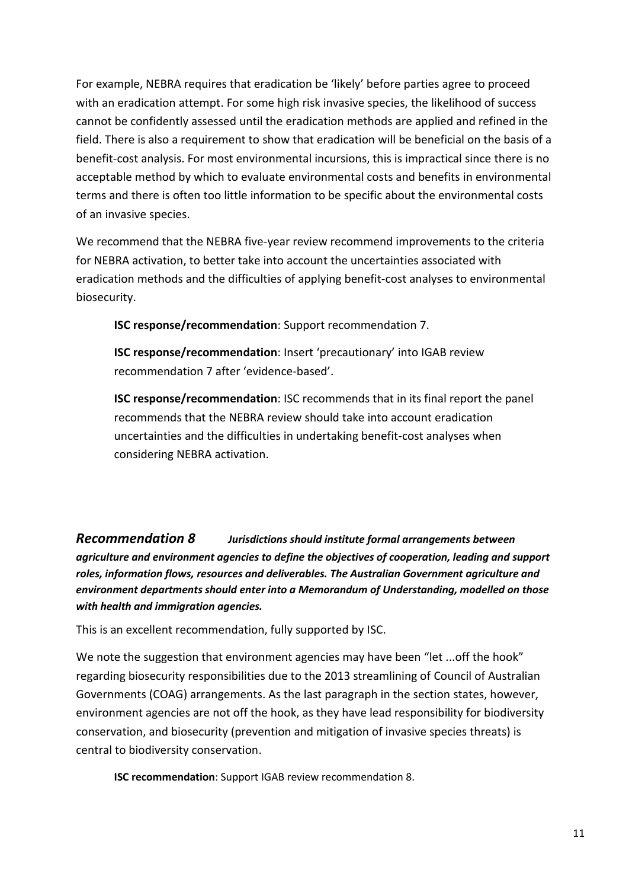For example, NEBRA requires that eradication be 'likely' before parties agree to proceed with an eradication attempt. For some high risk invasive species, the likelihood of success cannot be confidently assessed until the eradication methods are applied and refined in the field. There is also a requirement to show that eradication will be beneficial on the basis of a benefit-cost analysis. For most environmental incursions, this is impractical since there is no acceptable method by which to evaluate environmental costs and benefits in environmental terms and there is often too little information to be specific about the environmental costs of an invasive species.

We recommend that the NEBRA five-year review recommend improvements to the criteria for NEBRA activation, to better take into account the uncertainties associated with eradication methods and the difficulties of applying benefit-cost analyses to environmental biosecurity.

> **ISC response/recommendation**: Support recommendation 7.
>
> **ISC response/recommendation**: Insert 'precautionary' into IGAB review recommendation 7 after 'evidence-based'.
>
> **ISC response/recommendation**: ISC recommends that in its final report the panel recommends that the NEBRA review should take into account eradication uncertainties and the difficulties in undertaking benefit-cost analyses when considering NEBRA activation.

### *Recommendation 8* ***Jurisdictions should institute formal arrangements between agriculture and environment agencies to define the objectives of cooperation, leading and support roles, information flows, resources and deliverables. The Australian Government agriculture and environment departments should enter into a Memorandum of Understanding, modelled on those with health and immigration agencies.***

This is an excellent recommendation, fully supported by ISC.

We note the suggestion that environment agencies may have been "let ...off the hook" regarding biosecurity responsibilities due to the 2013 streamlining of Council of Australian Governments (COAG) arrangements. As the last paragraph in the section states, however, environment agencies are not off the hook, as they have lead responsibility for biodiversity conservation, and biosecurity (prevention and mitigation of invasive species threats) is central to biodiversity conservation.

> **ISC recommendation**: Support IGAB review recommendation 8.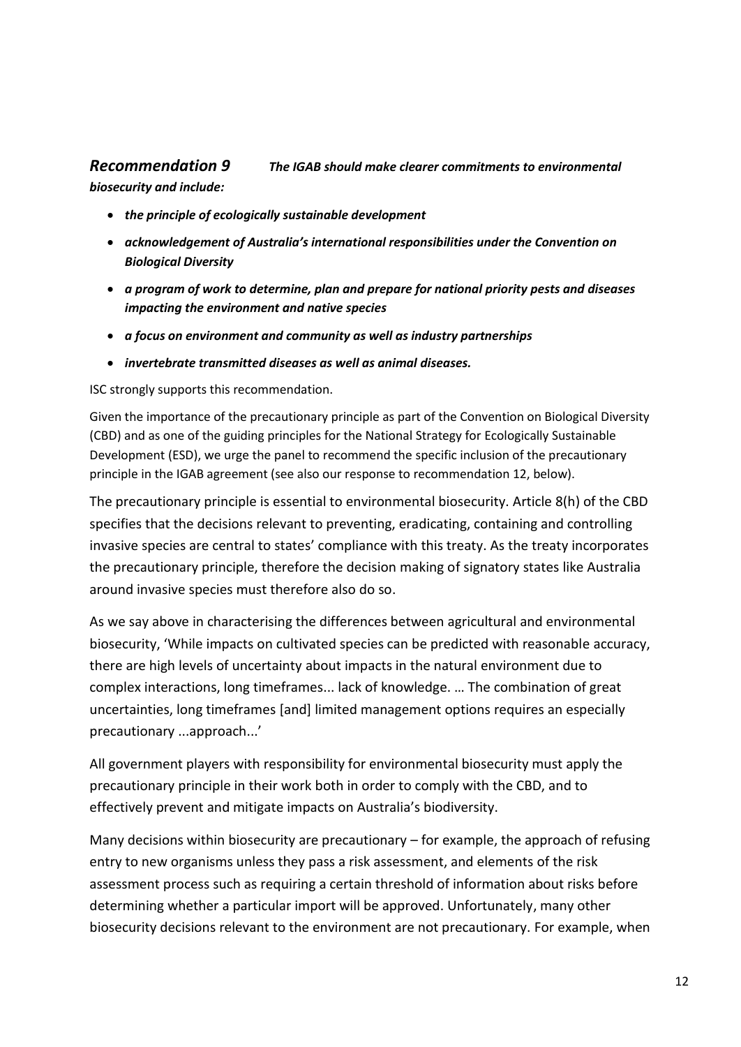***Recommendation 9*** ***The IGAB should make clearer commitments to environmental biosecurity and include:***

- ***the principle of ecologically sustainable development***
- ***acknowledgement of Australia's international responsibilities under the Convention on Biological Diversity***
- ***a program of work to determine, plan and prepare for national priority pests and diseases impacting the environment and native species***
- ***a focus on environment and community as well as industry partnerships***
- ***invertebrate transmitted diseases as well as animal diseases.***

ISC strongly supports this recommendation.

Given the importance of the precautionary principle as part of the Convention on Biological Diversity (CBD) and as one of the guiding principles for the National Strategy for Ecologically Sustainable Development (ESD), we urge the panel to recommend the specific inclusion of the precautionary principle in the IGAB agreement (see also our response to recommendation 12, below).

The precautionary principle is essential to environmental biosecurity. Article 8(h) of the CBD specifies that the decisions relevant to preventing, eradicating, containing and controlling invasive species are central to states' compliance with this treaty. As the treaty incorporates the precautionary principle, therefore the decision making of signatory states like Australia around invasive species must therefore also do so.

As we say above in characterising the differences between agricultural and environmental biosecurity, 'While impacts on cultivated species can be predicted with reasonable accuracy, there are high levels of uncertainty about impacts in the natural environment due to complex interactions, long timeframes... lack of knowledge. … The combination of great uncertainties, long timeframes [and] limited management options requires an especially precautionary ...approach...'

All government players with responsibility for environmental biosecurity must apply the precautionary principle in their work both in order to comply with the CBD, and to effectively prevent and mitigate impacts on Australia's biodiversity.

Many decisions within biosecurity are precautionary – for example, the approach of refusing entry to new organisms unless they pass a risk assessment, and elements of the risk assessment process such as requiring a certain threshold of information about risks before determining whether a particular import will be approved. Unfortunately, many other biosecurity decisions relevant to the environment are not precautionary. For example, when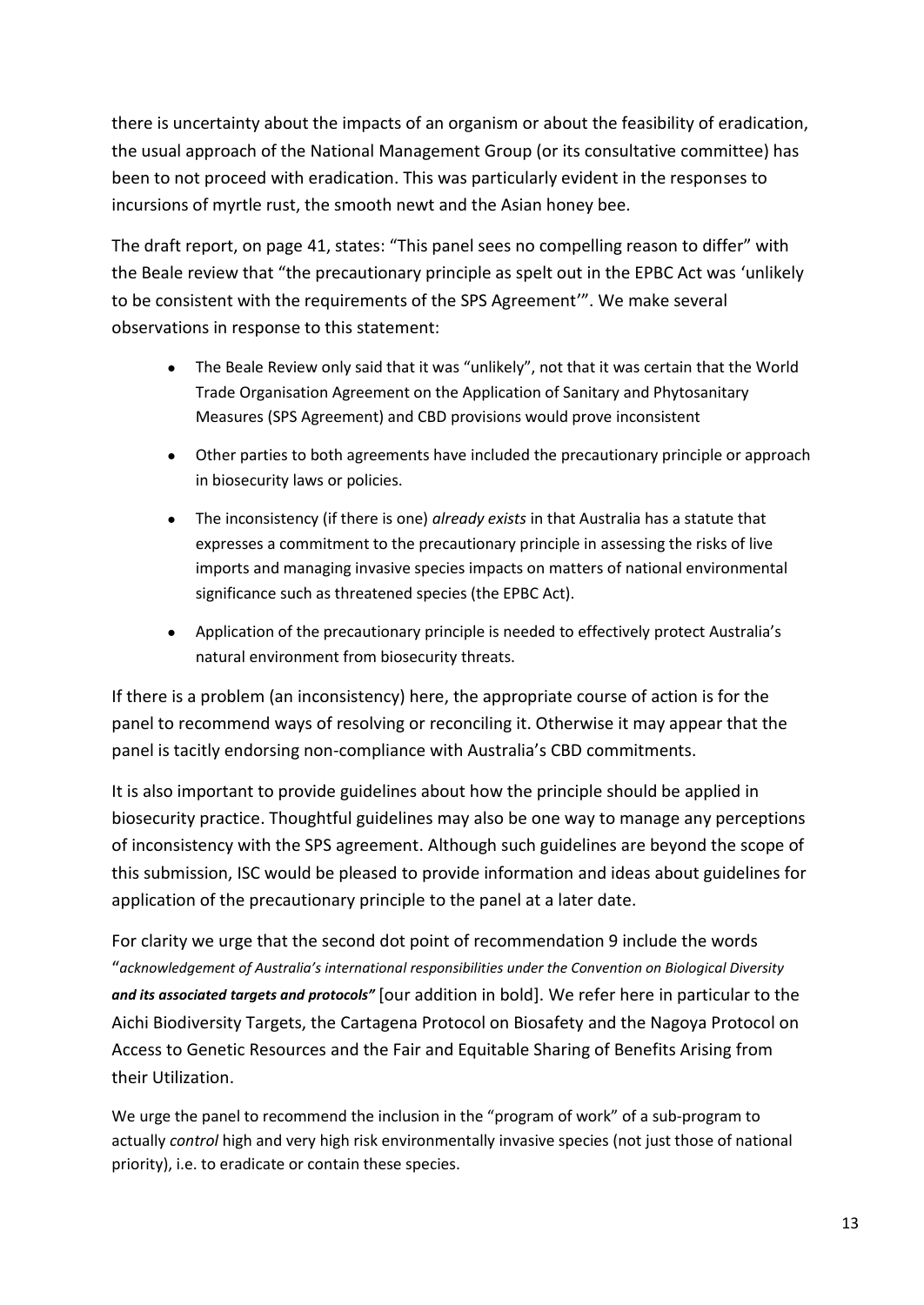there is uncertainty about the impacts of an organism or about the feasibility of eradication, the usual approach of the National Management Group (or its consultative committee) has been to not proceed with eradication. This was particularly evident in the responses to incursions of myrtle rust, the smooth newt and the Asian honey bee.

The draft report, on page 41, states: "This panel sees no compelling reason to differ" with the Beale review that "the precautionary principle as spelt out in the EPBC Act was 'unlikely to be consistent with the requirements of the SPS Agreement'". We make several observations in response to this statement:

- The Beale Review only said that it was "unlikely", not that it was certain that the World Trade Organisation Agreement on the Application of Sanitary and Phytosanitary Measures (SPS Agreement) and CBD provisions would prove inconsistent
- Other parties to both agreements have included the precautionary principle or approach in biosecurity laws or policies.
- The inconsistency (if there is one) *already exists* in that Australia has a statute that expresses a commitment to the precautionary principle in assessing the risks of live imports and managing invasive species impacts on matters of national environmental significance such as threatened species (the EPBC Act).
- Application of the precautionary principle is needed to effectively protect Australia's natural environment from biosecurity threats.

If there is a problem (an inconsistency) here, the appropriate course of action is for the panel to recommend ways of resolving or reconciling it. Otherwise it may appear that the panel is tacitly endorsing non-compliance with Australia's CBD commitments.

It is also important to provide guidelines about how the principle should be applied in biosecurity practice. Thoughtful guidelines may also be one way to manage any perceptions of inconsistency with the SPS agreement. Although such guidelines are beyond the scope of this submission, ISC would be pleased to provide information and ideas about guidelines for application of the precautionary principle to the panel at a later date.

For clarity we urge that the second dot point of recommendation 9 include the words "*acknowledgement of Australia's international responsibilities under the Convention on Biological Diversity* ***and its associated targets and protocols"*** [our addition in bold]. We refer here in particular to the Aichi Biodiversity Targets, the Cartagena Protocol on Biosafety and the Nagoya Protocol on Access to Genetic Resources and the Fair and Equitable Sharing of Benefits Arising from their Utilization.

We urge the panel to recommend the inclusion in the "program of work" of a sub-program to actually *control* high and very high risk environmentally invasive species (not just those of national priority), i.e. to eradicate or contain these species.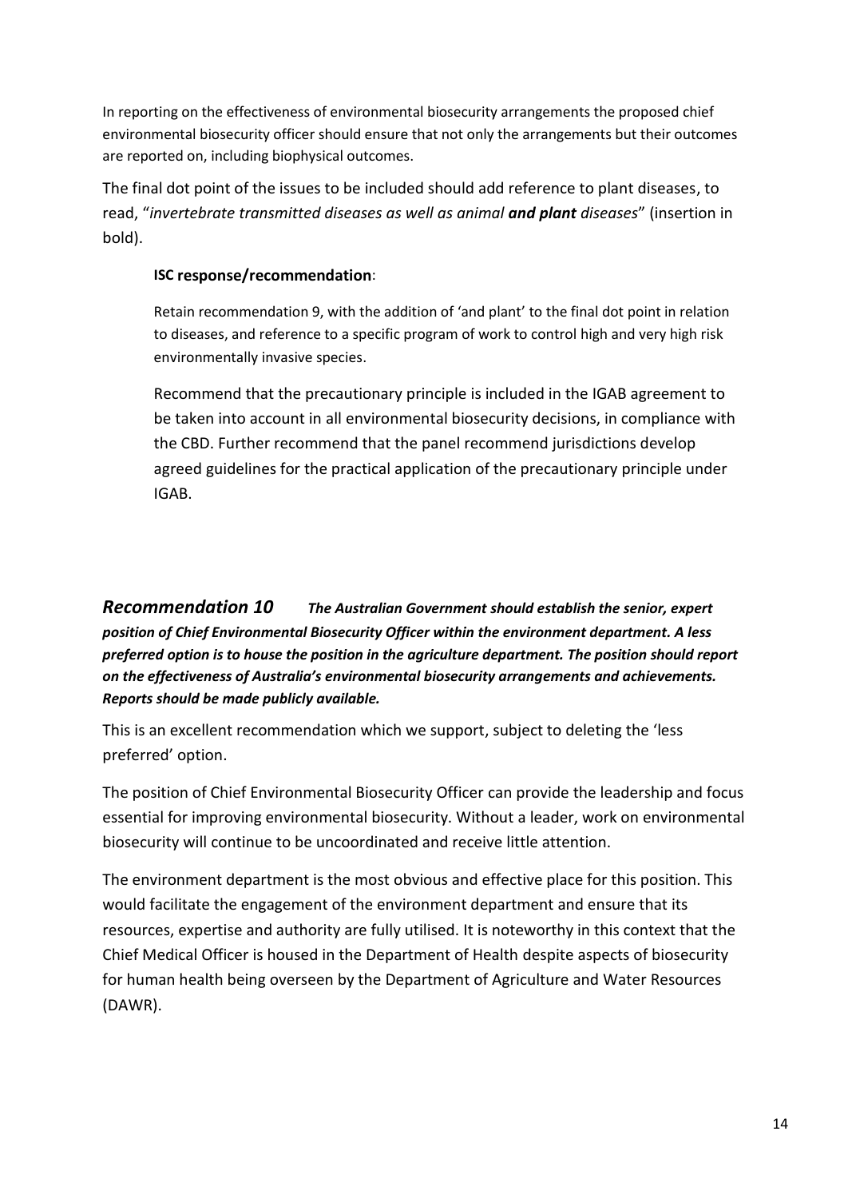In reporting on the effectiveness of environmental biosecurity arrangements the proposed chief environmental biosecurity officer should ensure that not only the arrangements but their outcomes are reported on, including biophysical outcomes.

The final dot point of the issues to be included should add reference to plant diseases, to read, "*invertebrate transmitted diseases as well as animal* ***and plant*** *diseases*" (insertion in bold).

> **ISC response/recommendation**:
>
> Retain recommendation 9, with the addition of 'and plant' to the final dot point in relation to diseases, and reference to a specific program of work to control high and very high risk environmentally invasive species.
>
> Recommend that the precautionary principle is included in the IGAB agreement to be taken into account in all environmental biosecurity decisions, in compliance with the CBD. Further recommend that the panel recommend jurisdictions develop agreed guidelines for the practical application of the precautionary principle under IGAB.

### *Recommendation 10* ***The Australian Government should establish the senior, expert position of Chief Environmental Biosecurity Officer within the environment department. A less preferred option is to house the position in the agriculture department. The position should report on the effectiveness of Australia's environmental biosecurity arrangements and achievements. Reports should be made publicly available.***

This is an excellent recommendation which we support, subject to deleting the 'less preferred' option.

The position of Chief Environmental Biosecurity Officer can provide the leadership and focus essential for improving environmental biosecurity. Without a leader, work on environmental biosecurity will continue to be uncoordinated and receive little attention.

The environment department is the most obvious and effective place for this position. This would facilitate the engagement of the environment department and ensure that its resources, expertise and authority are fully utilised. It is noteworthy in this context that the Chief Medical Officer is housed in the Department of Health despite aspects of biosecurity for human health being overseen by the Department of Agriculture and Water Resources (DAWR).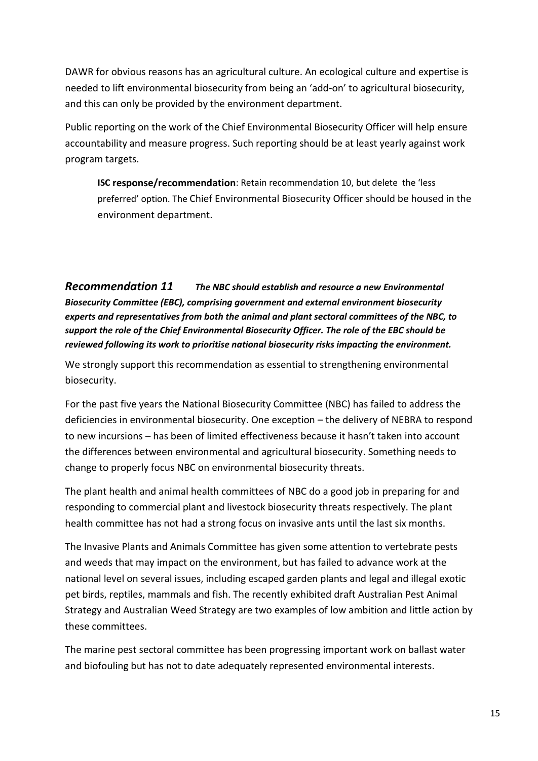DAWR for obvious reasons has an agricultural culture. An ecological culture and expertise is needed to lift environmental biosecurity from being an 'add-on' to agricultural biosecurity, and this can only be provided by the environment department.

Public reporting on the work of the Chief Environmental Biosecurity Officer will help ensure accountability and measure progress. Such reporting should be at least yearly against work program targets.

> **ISC response/recommendation**: Retain recommendation 10, but delete the 'less preferred' option. The Chief Environmental Biosecurity Officer should be housed in the environment department.

### *Recommendation 11* ***The NBC should establish and resource a new Environmental Biosecurity Committee (EBC), comprising government and external environment biosecurity experts and representatives from both the animal and plant sectoral committees of the NBC, to support the role of the Chief Environmental Biosecurity Officer. The role of the EBC should be reviewed following its work to prioritise national biosecurity risks impacting the environment.***

We strongly support this recommendation as essential to strengthening environmental biosecurity.

For the past five years the National Biosecurity Committee (NBC) has failed to address the deficiencies in environmental biosecurity. One exception – the delivery of NEBRA to respond to new incursions – has been of limited effectiveness because it hasn't taken into account the differences between environmental and agricultural biosecurity. Something needs to change to properly focus NBC on environmental biosecurity threats.

The plant health and animal health committees of NBC do a good job in preparing for and responding to commercial plant and livestock biosecurity threats respectively. The plant health committee has not had a strong focus on invasive ants until the last six months.

The Invasive Plants and Animals Committee has given some attention to vertebrate pests and weeds that may impact on the environment, but has failed to advance work at the national level on several issues, including escaped garden plants and legal and illegal exotic pet birds, reptiles, mammals and fish. The recently exhibited draft Australian Pest Animal Strategy and Australian Weed Strategy are two examples of low ambition and little action by these committees.

The marine pest sectoral committee has been progressing important work on ballast water and biofouling but has not to date adequately represented environmental interests.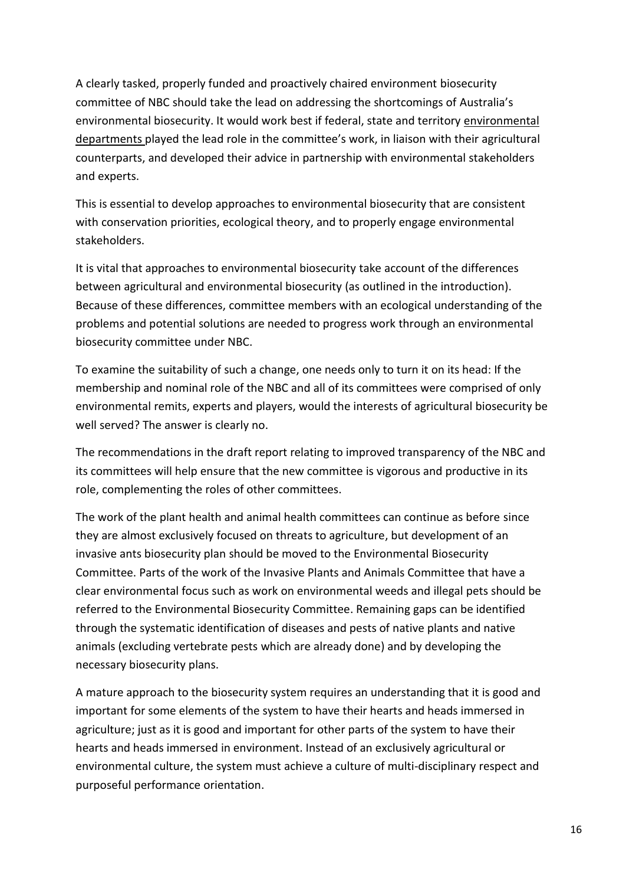A clearly tasked, properly funded and proactively chaired environment biosecurity committee of NBC should take the lead on addressing the shortcomings of Australia's environmental biosecurity. It would work best if federal, state and territory environmental departments played the lead role in the committee's work, in liaison with their agricultural counterparts, and developed their advice in partnership with environmental stakeholders and experts.

This is essential to develop approaches to environmental biosecurity that are consistent with conservation priorities, ecological theory, and to properly engage environmental stakeholders.

It is vital that approaches to environmental biosecurity take account of the differences between agricultural and environmental biosecurity (as outlined in the introduction). Because of these differences, committee members with an ecological understanding of the problems and potential solutions are needed to progress work through an environmental biosecurity committee under NBC.

To examine the suitability of such a change, one needs only to turn it on its head: If the membership and nominal role of the NBC and all of its committees were comprised of only environmental remits, experts and players, would the interests of agricultural biosecurity be well served? The answer is clearly no.

The recommendations in the draft report relating to improved transparency of the NBC and its committees will help ensure that the new committee is vigorous and productive in its role, complementing the roles of other committees.

The work of the plant health and animal health committees can continue as before since they are almost exclusively focused on threats to agriculture, but development of an invasive ants biosecurity plan should be moved to the Environmental Biosecurity Committee. Parts of the work of the Invasive Plants and Animals Committee that have a clear environmental focus such as work on environmental weeds and illegal pets should be referred to the Environmental Biosecurity Committee. Remaining gaps can be identified through the systematic identification of diseases and pests of native plants and native animals (excluding vertebrate pests which are already done) and by developing the necessary biosecurity plans.

A mature approach to the biosecurity system requires an understanding that it is good and important for some elements of the system to have their hearts and heads immersed in agriculture; just as it is good and important for other parts of the system to have their hearts and heads immersed in environment. Instead of an exclusively agricultural or environmental culture, the system must achieve a culture of multi-disciplinary respect and purposeful performance orientation.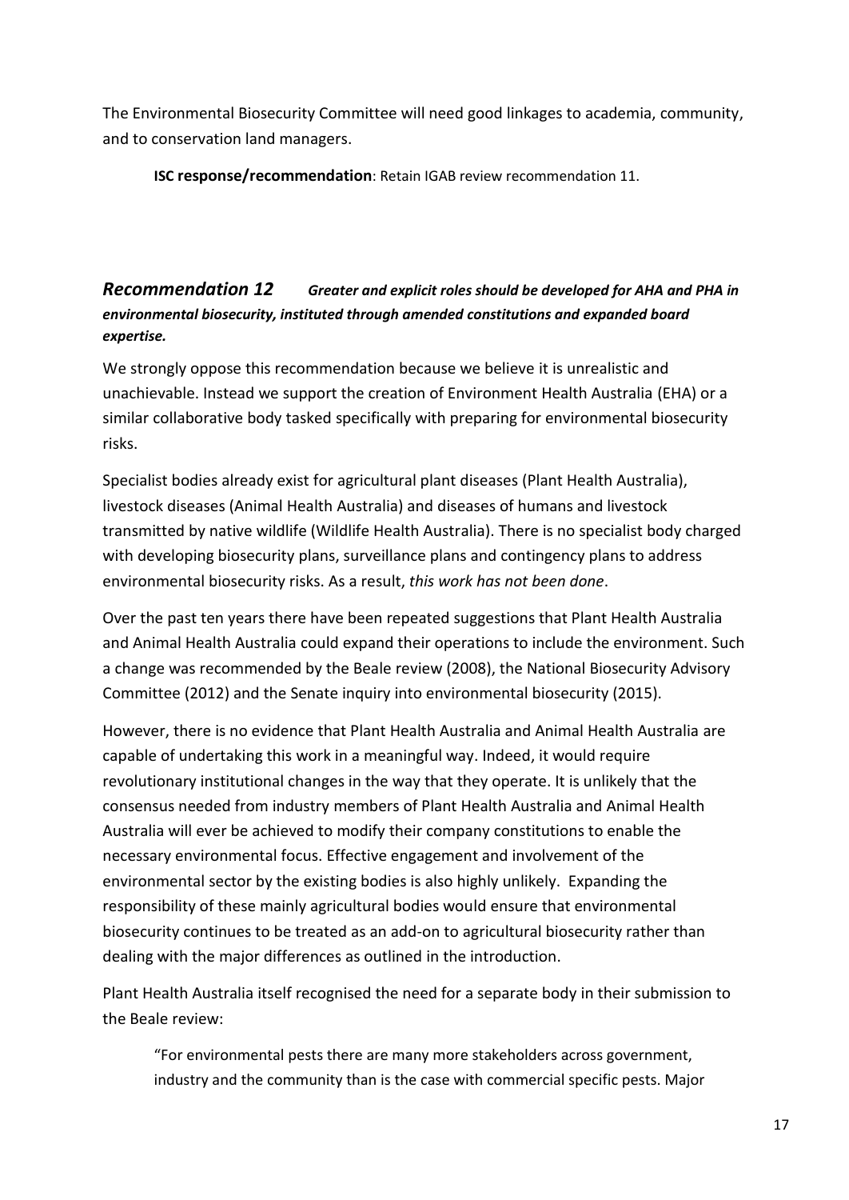The Environmental Biosecurity Committee will need good linkages to academia, community, and to conservation land managers.

> **ISC response/recommendation**: Retain IGAB review recommendation 11.

### *Recommendation 12 Greater and explicit roles should be developed for AHA and PHA in environmental biosecurity, instituted through amended constitutions and expanded board expertise.*

We strongly oppose this recommendation because we believe it is unrealistic and unachievable. Instead we support the creation of Environment Health Australia (EHA) or a similar collaborative body tasked specifically with preparing for environmental biosecurity risks.

Specialist bodies already exist for agricultural plant diseases (Plant Health Australia), livestock diseases (Animal Health Australia) and diseases of humans and livestock transmitted by native wildlife (Wildlife Health Australia). There is no specialist body charged with developing biosecurity plans, surveillance plans and contingency plans to address environmental biosecurity risks. As a result, *this work has not been done*.

Over the past ten years there have been repeated suggestions that Plant Health Australia and Animal Health Australia could expand their operations to include the environment. Such a change was recommended by the Beale review (2008), the National Biosecurity Advisory Committee (2012) and the Senate inquiry into environmental biosecurity (2015).

However, there is no evidence that Plant Health Australia and Animal Health Australia are capable of undertaking this work in a meaningful way. Indeed, it would require revolutionary institutional changes in the way that they operate. It is unlikely that the consensus needed from industry members of Plant Health Australia and Animal Health Australia will ever be achieved to modify their company constitutions to enable the necessary environmental focus. Effective engagement and involvement of the environmental sector by the existing bodies is also highly unlikely. Expanding the responsibility of these mainly agricultural bodies would ensure that environmental biosecurity continues to be treated as an add-on to agricultural biosecurity rather than dealing with the major differences as outlined in the introduction.

Plant Health Australia itself recognised the need for a separate body in their submission to the Beale review:

> "For environmental pests there are many more stakeholders across government, industry and the community than is the case with commercial specific pests. Major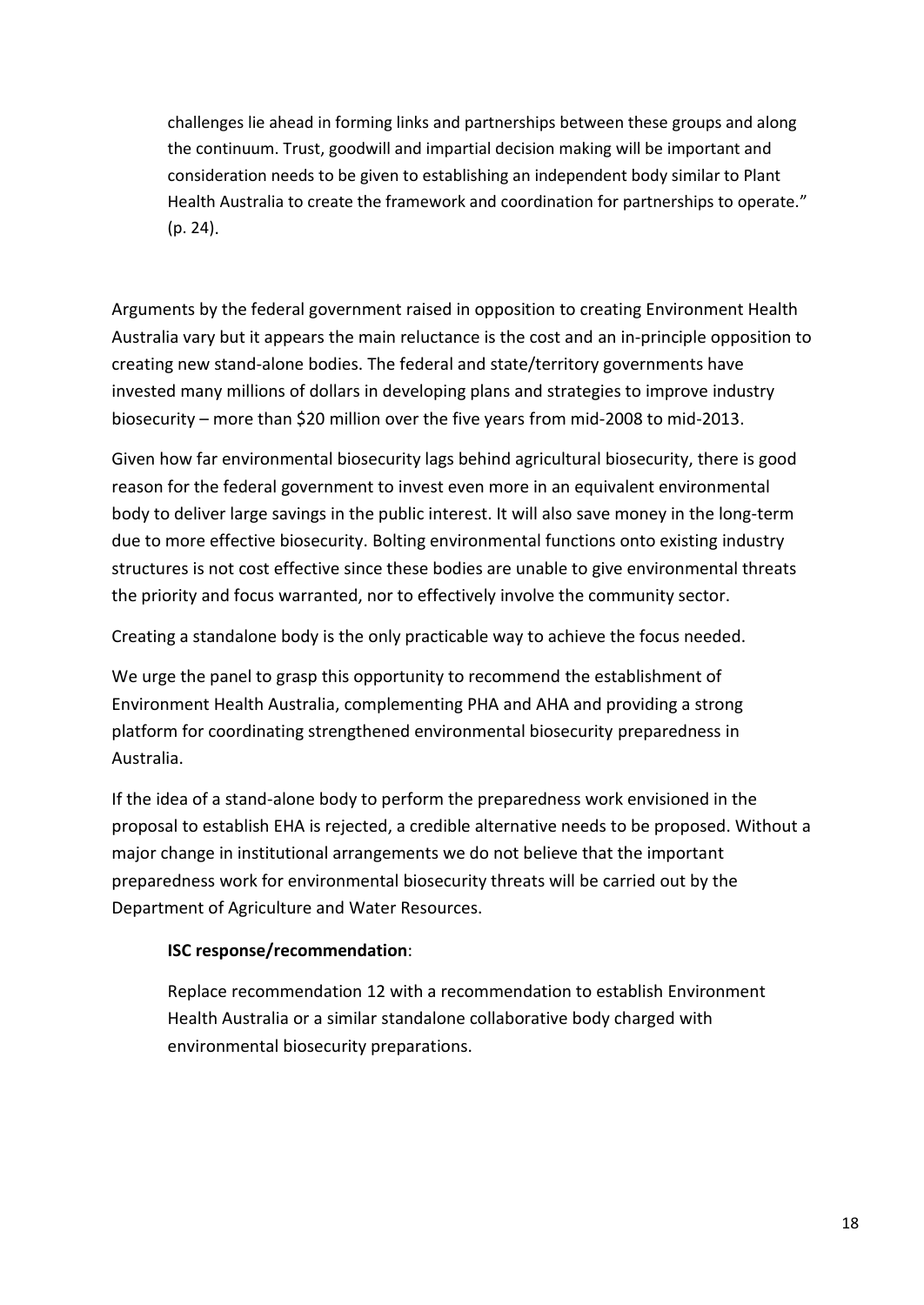> challenges lie ahead in forming links and partnerships between these groups and along the continuum. Trust, goodwill and impartial decision making will be important and consideration needs to be given to establishing an independent body similar to Plant Health Australia to create the framework and coordination for partnerships to operate." (p. 24).

Arguments by the federal government raised in opposition to creating Environment Health Australia vary but it appears the main reluctance is the cost and an in-principle opposition to creating new stand-alone bodies. The federal and state/territory governments have invested many millions of dollars in developing plans and strategies to improve industry biosecurity – more than $20 million over the five years from mid-2008 to mid-2013.

Given how far environmental biosecurity lags behind agricultural biosecurity, there is good reason for the federal government to invest even more in an equivalent environmental body to deliver large savings in the public interest. It will also save money in the long-term due to more effective biosecurity. Bolting environmental functions onto existing industry structures is not cost effective since these bodies are unable to give environmental threats the priority and focus warranted, nor to effectively involve the community sector.

Creating a standalone body is the only practicable way to achieve the focus needed.

We urge the panel to grasp this opportunity to recommend the establishment of Environment Health Australia, complementing PHA and AHA and providing a strong platform for coordinating strengthened environmental biosecurity preparedness in Australia.

If the idea of a stand-alone body to perform the preparedness work envisioned in the proposal to establish EHA is rejected, a credible alternative needs to be proposed. Without a major change in institutional arrangements we do not believe that the important preparedness work for environmental biosecurity threats will be carried out by the Department of Agriculture and Water Resources.

> **ISC response/recommendation**:
>
> Replace recommendation 12 with a recommendation to establish Environment Health Australia or a similar standalone collaborative body charged with environmental biosecurity preparations.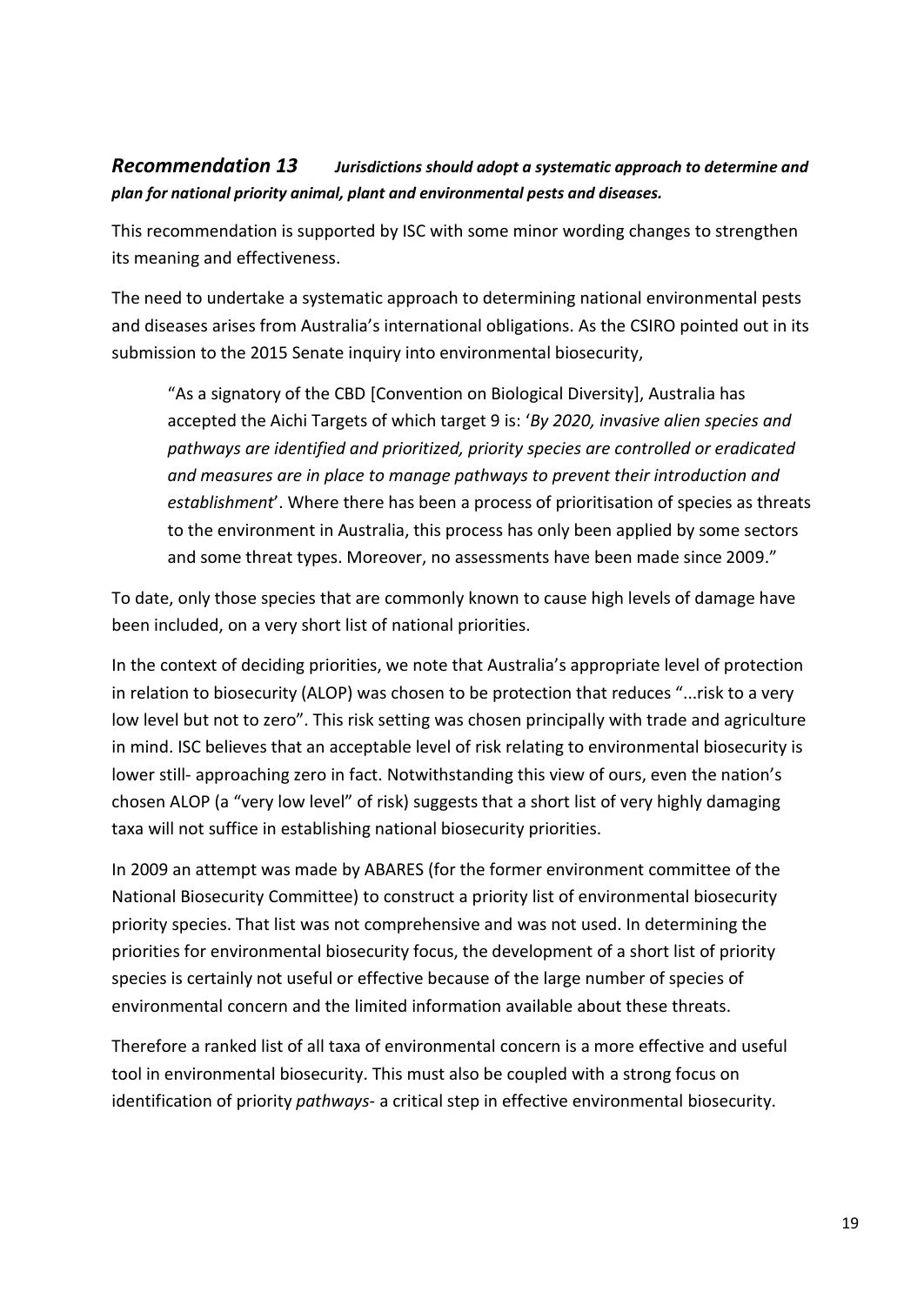### *Recommendation 13* ***Jurisdictions should adopt a systematic approach to determine and plan for national priority animal, plant and environmental pests and diseases.***

This recommendation is supported by ISC with some minor wording changes to strengthen its meaning and effectiveness.

The need to undertake a systematic approach to determining national environmental pests and diseases arises from Australia's international obligations. As the CSIRO pointed out in its submission to the 2015 Senate inquiry into environmental biosecurity,

> "As a signatory of the CBD [Convention on Biological Diversity], Australia has accepted the Aichi Targets of which target 9 is: '*By 2020, invasive alien species and pathways are identified and prioritized, priority species are controlled or eradicated and measures are in place to manage pathways to prevent their introduction and establishment*'. Where there has been a process of prioritisation of species as threats to the environment in Australia, this process has only been applied by some sectors and some threat types. Moreover, no assessments have been made since 2009."

To date, only those species that are commonly known to cause high levels of damage have been included, on a very short list of national priorities.

In the context of deciding priorities, we note that Australia's appropriate level of protection in relation to biosecurity (ALOP) was chosen to be protection that reduces "...risk to a very low level but not to zero". This risk setting was chosen principally with trade and agriculture in mind. ISC believes that an acceptable level of risk relating to environmental biosecurity is lower still- approaching zero in fact. Notwithstanding this view of ours, even the nation's chosen ALOP (a "very low level" of risk) suggests that a short list of very highly damaging taxa will not suffice in establishing national biosecurity priorities.

In 2009 an attempt was made by ABARES (for the former environment committee of the National Biosecurity Committee) to construct a priority list of environmental biosecurity priority species. That list was not comprehensive and was not used. In determining the priorities for environmental biosecurity focus, the development of a short list of priority species is certainly not useful or effective because of the large number of species of environmental concern and the limited information available about these threats.

Therefore a ranked list of all taxa of environmental concern is a more effective and useful tool in environmental biosecurity. This must also be coupled with a strong focus on identification of priority *pathways*- a critical step in effective environmental biosecurity.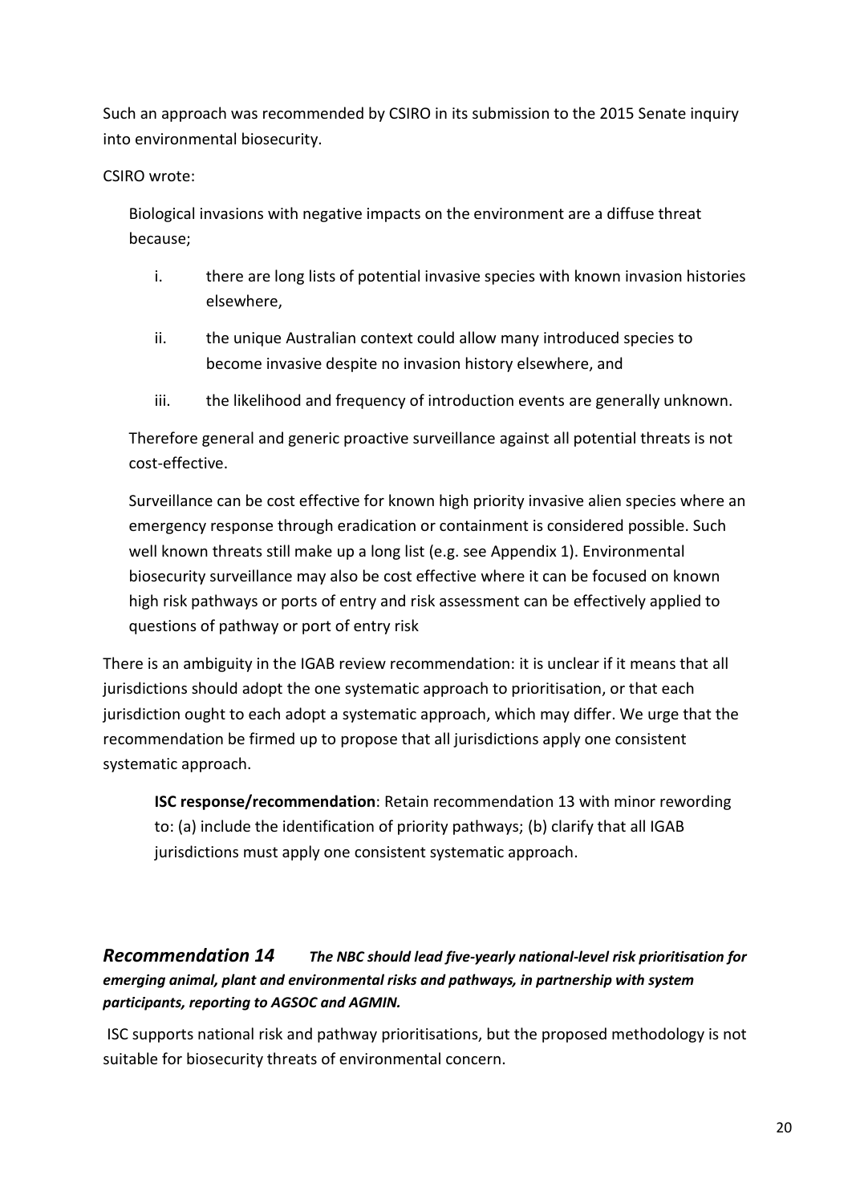Such an approach was recommended by CSIRO in its submission to the 2015 Senate inquiry into environmental biosecurity.

CSIRO wrote:

> Biological invasions with negative impacts on the environment are a diffuse threat because;
>
> i. there are long lists of potential invasive species with known invasion histories elsewhere,
>
> ii. the unique Australian context could allow many introduced species to become invasive despite no invasion history elsewhere, and
>
> iii. the likelihood and frequency of introduction events are generally unknown.
>
> Therefore general and generic proactive surveillance against all potential threats is not cost-effective.
>
> Surveillance can be cost effective for known high priority invasive alien species where an emergency response through eradication or containment is considered possible. Such well known threats still make up a long list (e.g. see Appendix 1). Environmental biosecurity surveillance may also be cost effective where it can be focused on known high risk pathways or ports of entry and risk assessment can be effectively applied to questions of pathway or port of entry risk

There is an ambiguity in the IGAB review recommendation: it is unclear if it means that all jurisdictions should adopt the one systematic approach to prioritisation, or that each jurisdiction ought to each adopt a systematic approach, which may differ. We urge that the recommendation be firmed up to propose that all jurisdictions apply one consistent systematic approach.

> **ISC response/recommendation**: Retain recommendation 13 with minor rewording to: (a) include the identification of priority pathways; (b) clarify that all IGAB jurisdictions must apply one consistent systematic approach.

### *Recommendation 14* ***The NBC should lead five-yearly national-level risk prioritisation for emerging animal, plant and environmental risks and pathways, in partnership with system participants, reporting to AGSOC and AGMIN.***

ISC supports national risk and pathway prioritisations, but the proposed methodology is not suitable for biosecurity threats of environmental concern.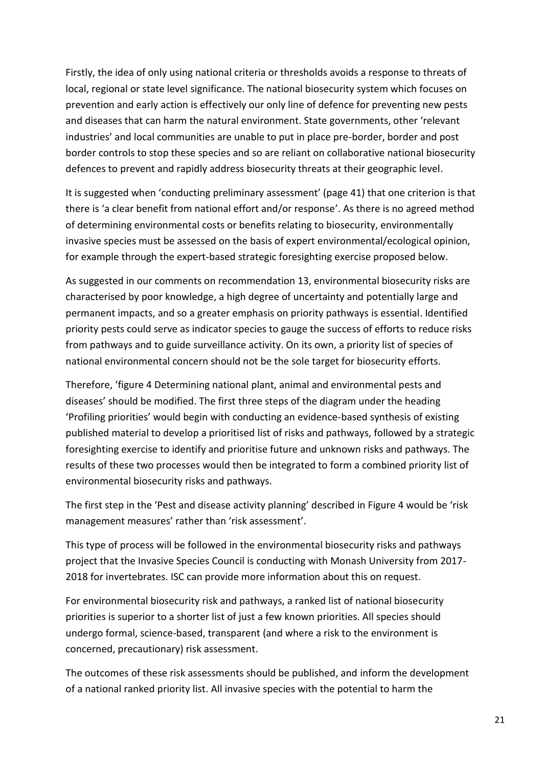Firstly, the idea of only using national criteria or thresholds avoids a response to threats of local, regional or state level significance. The national biosecurity system which focuses on prevention and early action is effectively our only line of defence for preventing new pests and diseases that can harm the natural environment. State governments, other 'relevant industries' and local communities are unable to put in place pre-border, border and post border controls to stop these species and so are reliant on collaborative national biosecurity defences to prevent and rapidly address biosecurity threats at their geographic level.

It is suggested when 'conducting preliminary assessment' (page 41) that one criterion is that there is 'a clear benefit from national effort and/or response'. As there is no agreed method of determining environmental costs or benefits relating to biosecurity, environmentally invasive species must be assessed on the basis of expert environmental/ecological opinion, for example through the expert-based strategic foresighting exercise proposed below.

As suggested in our comments on recommendation 13, environmental biosecurity risks are characterised by poor knowledge, a high degree of uncertainty and potentially large and permanent impacts, and so a greater emphasis on priority pathways is essential. Identified priority pests could serve as indicator species to gauge the success of efforts to reduce risks from pathways and to guide surveillance activity. On its own, a priority list of species of national environmental concern should not be the sole target for biosecurity efforts.

Therefore, 'figure 4 Determining national plant, animal and environmental pests and diseases' should be modified. The first three steps of the diagram under the heading 'Profiling priorities' would begin with conducting an evidence-based synthesis of existing published material to develop a prioritised list of risks and pathways, followed by a strategic foresighting exercise to identify and prioritise future and unknown risks and pathways. The results of these two processes would then be integrated to form a combined priority list of environmental biosecurity risks and pathways.

The first step in the 'Pest and disease activity planning' described in Figure 4 would be 'risk management measures' rather than 'risk assessment'.

This type of process will be followed in the environmental biosecurity risks and pathways project that the Invasive Species Council is conducting with Monash University from 2017-2018 for invertebrates. ISC can provide more information about this on request.

For environmental biosecurity risk and pathways, a ranked list of national biosecurity priorities is superior to a shorter list of just a few known priorities. All species should undergo formal, science-based, transparent (and where a risk to the environment is concerned, precautionary) risk assessment.

The outcomes of these risk assessments should be published, and inform the development of a national ranked priority list. All invasive species with the potential to harm the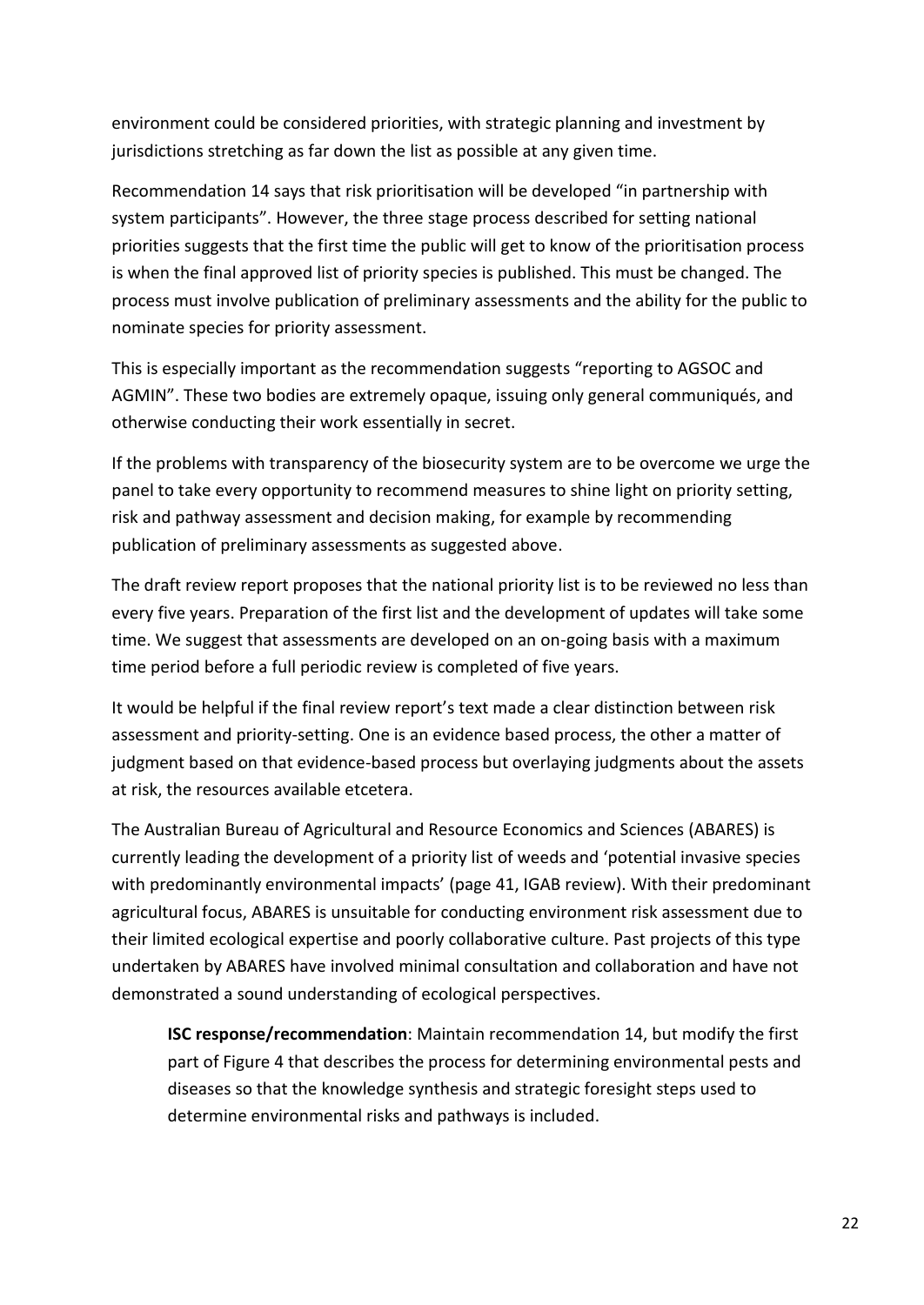environment could be considered priorities, with strategic planning and investment by jurisdictions stretching as far down the list as possible at any given time.

Recommendation 14 says that risk prioritisation will be developed "in partnership with system participants". However, the three stage process described for setting national priorities suggests that the first time the public will get to know of the prioritisation process is when the final approved list of priority species is published. This must be changed. The process must involve publication of preliminary assessments and the ability for the public to nominate species for priority assessment.

This is especially important as the recommendation suggests "reporting to AGSOC and AGMIN". These two bodies are extremely opaque, issuing only general communiqués, and otherwise conducting their work essentially in secret.

If the problems with transparency of the biosecurity system are to be overcome we urge the panel to take every opportunity to recommend measures to shine light on priority setting, risk and pathway assessment and decision making, for example by recommending publication of preliminary assessments as suggested above.

The draft review report proposes that the national priority list is to be reviewed no less than every five years. Preparation of the first list and the development of updates will take some time. We suggest that assessments are developed on an on-going basis with a maximum time period before a full periodic review is completed of five years.

It would be helpful if the final review report's text made a clear distinction between risk assessment and priority-setting. One is an evidence based process, the other a matter of judgment based on that evidence-based process but overlaying judgments about the assets at risk, the resources available etcetera.

The Australian Bureau of Agricultural and Resource Economics and Sciences (ABARES) is currently leading the development of a priority list of weeds and 'potential invasive species with predominantly environmental impacts' (page 41, IGAB review). With their predominant agricultural focus, ABARES is unsuitable for conducting environment risk assessment due to their limited ecological expertise and poorly collaborative culture. Past projects of this type undertaken by ABARES have involved minimal consultation and collaboration and have not demonstrated a sound understanding of ecological perspectives.

> **ISC response/recommendation**: Maintain recommendation 14, but modify the first part of Figure 4 that describes the process for determining environmental pests and diseases so that the knowledge synthesis and strategic foresight steps used to determine environmental risks and pathways is included.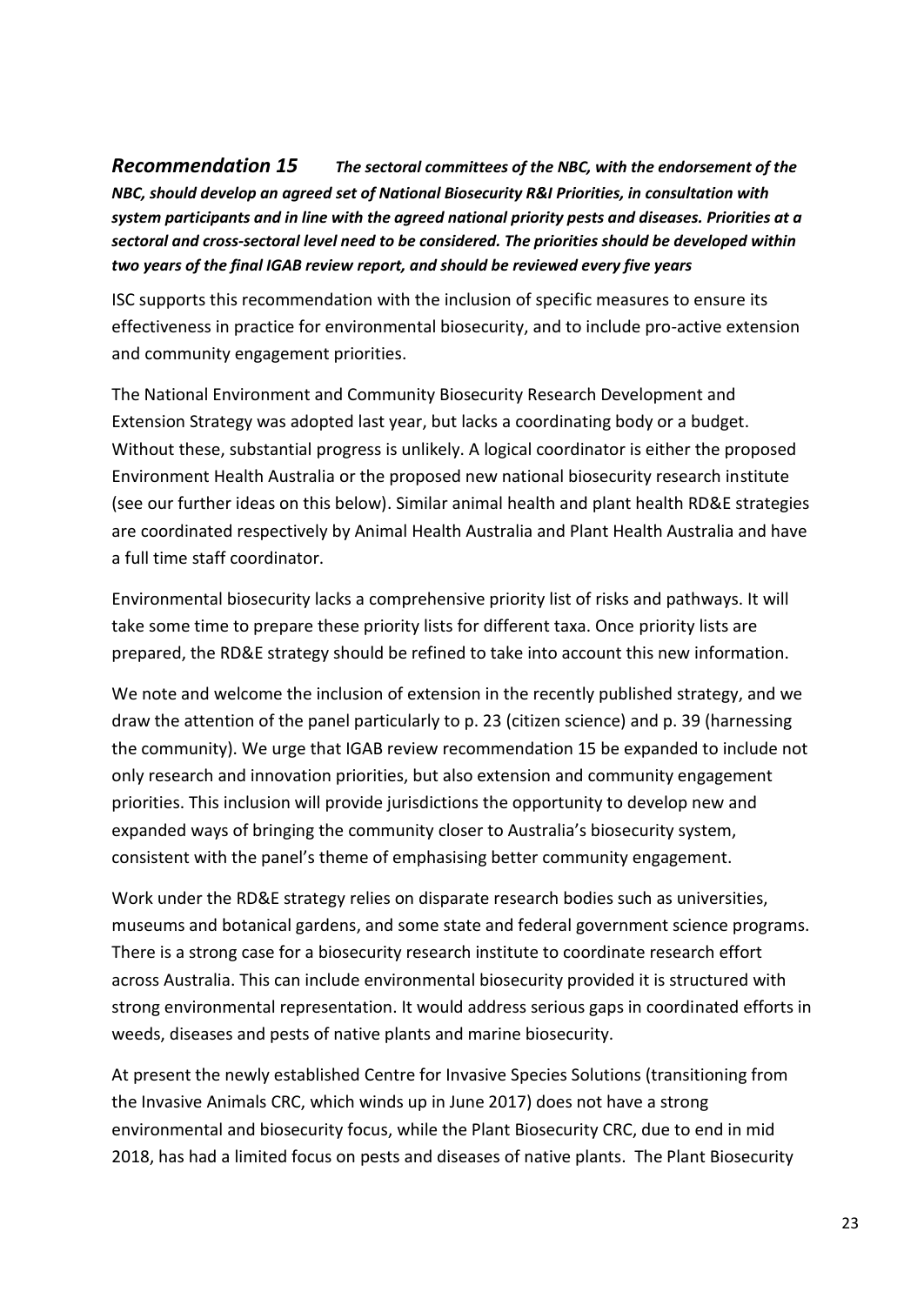***Recommendation 15*** ***The sectoral committees of the NBC, with the endorsement of the NBC, should develop an agreed set of National Biosecurity R&I Priorities, in consultation with system participants and in line with the agreed national priority pests and diseases. Priorities at a sectoral and cross-sectoral level need to be considered. The priorities should be developed within two years of the final IGAB review report, and should be reviewed every five years***

ISC supports this recommendation with the inclusion of specific measures to ensure its effectiveness in practice for environmental biosecurity, and to include pro-active extension and community engagement priorities.

The National Environment and Community Biosecurity Research Development and Extension Strategy was adopted last year, but lacks a coordinating body or a budget. Without these, substantial progress is unlikely. A logical coordinator is either the proposed Environment Health Australia or the proposed new national biosecurity research institute (see our further ideas on this below). Similar animal health and plant health RD&E strategies are coordinated respectively by Animal Health Australia and Plant Health Australia and have a full time staff coordinator.

Environmental biosecurity lacks a comprehensive priority list of risks and pathways. It will take some time to prepare these priority lists for different taxa. Once priority lists are prepared, the RD&E strategy should be refined to take into account this new information.

We note and welcome the inclusion of extension in the recently published strategy, and we draw the attention of the panel particularly to p. 23 (citizen science) and p. 39 (harnessing the community). We urge that IGAB review recommendation 15 be expanded to include not only research and innovation priorities, but also extension and community engagement priorities. This inclusion will provide jurisdictions the opportunity to develop new and expanded ways of bringing the community closer to Australia's biosecurity system, consistent with the panel's theme of emphasising better community engagement.

Work under the RD&E strategy relies on disparate research bodies such as universities, museums and botanical gardens, and some state and federal government science programs. There is a strong case for a biosecurity research institute to coordinate research effort across Australia. This can include environmental biosecurity provided it is structured with strong environmental representation. It would address serious gaps in coordinated efforts in weeds, diseases and pests of native plants and marine biosecurity.

At present the newly established Centre for Invasive Species Solutions (transitioning from the Invasive Animals CRC, which winds up in June 2017) does not have a strong environmental and biosecurity focus, while the Plant Biosecurity CRC, due to end in mid 2018, has had a limited focus on pests and diseases of native plants. The Plant Biosecurity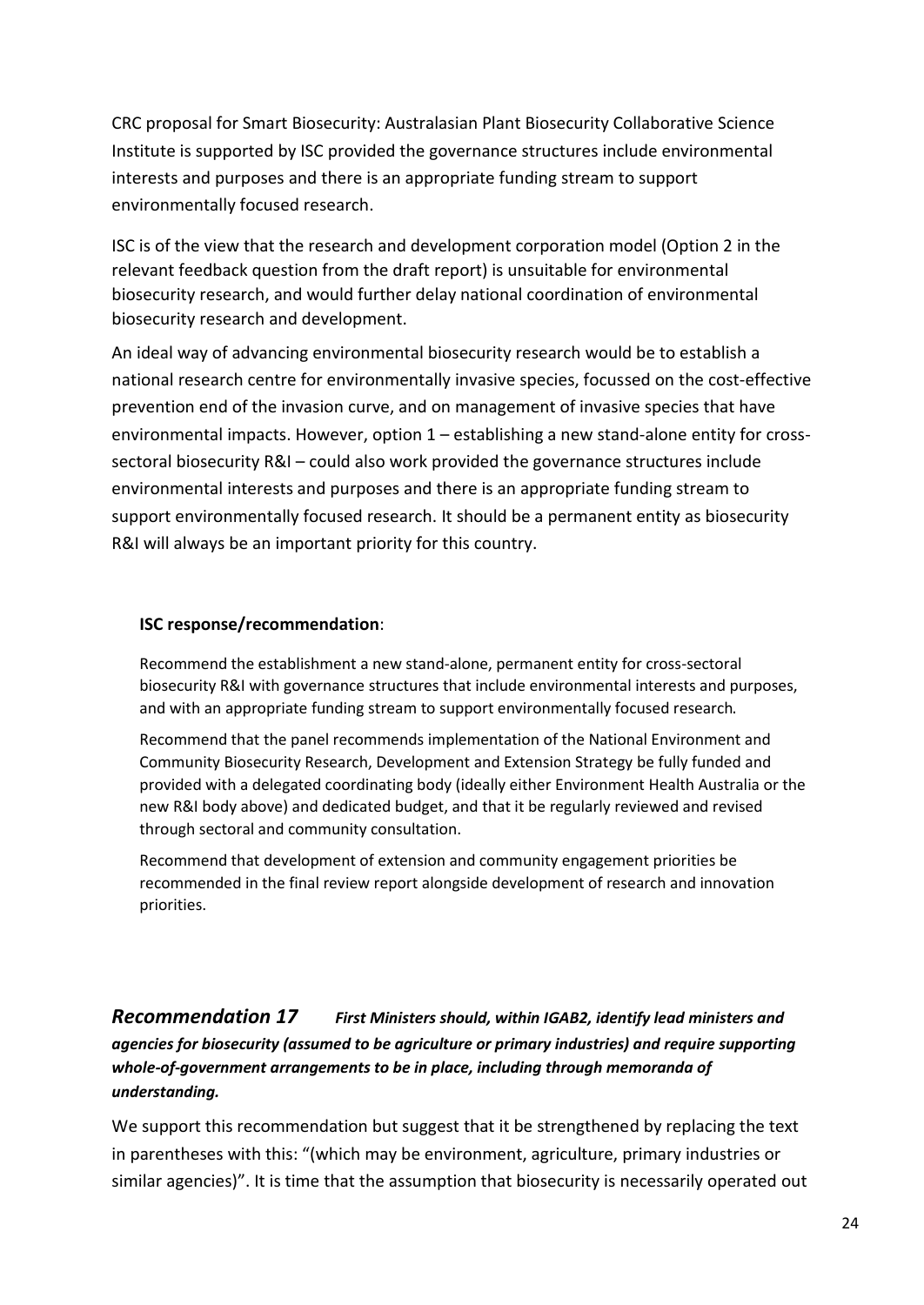CRC proposal for Smart Biosecurity: Australasian Plant Biosecurity Collaborative Science Institute is supported by ISC provided the governance structures include environmental interests and purposes and there is an appropriate funding stream to support environmentally focused research.

ISC is of the view that the research and development corporation model (Option 2 in the relevant feedback question from the draft report) is unsuitable for environmental biosecurity research, and would further delay national coordination of environmental biosecurity research and development.

An ideal way of advancing environmental biosecurity research would be to establish a national research centre for environmentally invasive species, focussed on the cost-effective prevention end of the invasion curve, and on management of invasive species that have environmental impacts. However, option 1 – establishing a new stand-alone entity for cross-sectoral biosecurity R&I – could also work provided the governance structures include environmental interests and purposes and there is an appropriate funding stream to support environmentally focused research. It should be a permanent entity as biosecurity R&I will always be an important priority for this country.

**ISC response/recommendation**:

Recommend the establishment a new stand-alone, permanent entity for cross-sectoral biosecurity R&I with governance structures that include environmental interests and purposes, and with an appropriate funding stream to support environmentally focused research.

Recommend that the panel recommends implementation of the National Environment and Community Biosecurity Research, Development and Extension Strategy be fully funded and provided with a delegated coordinating body (ideally either Environment Health Australia or the new R&I body above) and dedicated budget, and that it be regularly reviewed and revised through sectoral and community consultation.

Recommend that development of extension and community engagement priorities be recommended in the final review report alongside development of research and innovation priorities.

### *Recommendation 17* ***First Ministers should, within IGAB2, identify lead ministers and agencies for biosecurity (assumed to be agriculture or primary industries) and require supporting whole-of-government arrangements to be in place, including through memoranda of understanding.***

We support this recommendation but suggest that it be strengthened by replacing the text in parentheses with this: "(which may be environment, agriculture, primary industries or similar agencies)". It is time that the assumption that biosecurity is necessarily operated out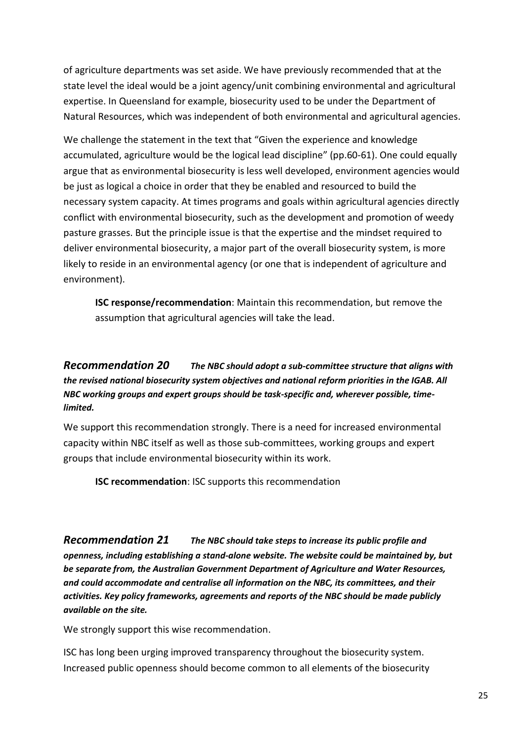of agriculture departments was set aside. We have previously recommended that at the state level the ideal would be a joint agency/unit combining environmental and agricultural expertise. In Queensland for example, biosecurity used to be under the Department of Natural Resources, which was independent of both environmental and agricultural agencies.

We challenge the statement in the text that "Given the experience and knowledge accumulated, agriculture would be the logical lead discipline" (pp.60-61). One could equally argue that as environmental biosecurity is less well developed, environment agencies would be just as logical a choice in order that they be enabled and resourced to build the necessary system capacity. At times programs and goals within agricultural agencies directly conflict with environmental biosecurity, such as the development and promotion of weedy pasture grasses. But the principle issue is that the expertise and the mindset required to deliver environmental biosecurity, a major part of the overall biosecurity system, is more likely to reside in an environmental agency (or one that is independent of agriculture and environment).

> **ISC response/recommendation**: Maintain this recommendation, but remove the assumption that agricultural agencies will take the lead.

### *Recommendation 20* ***The NBC should adopt a sub-committee structure that aligns with the revised national biosecurity system objectives and national reform priorities in the IGAB. All NBC working groups and expert groups should be task-specific and, wherever possible, time-limited.***

We support this recommendation strongly. There is a need for increased environmental capacity within NBC itself as well as those sub-committees, working groups and expert groups that include environmental biosecurity within its work.

> **ISC recommendation**: ISC supports this recommendation

### *Recommendation 21* ***The NBC should take steps to increase its public profile and openness, including establishing a stand-alone website. The website could be maintained by, but be separate from, the Australian Government Department of Agriculture and Water Resources, and could accommodate and centralise all information on the NBC, its committees, and their activities. Key policy frameworks, agreements and reports of the NBC should be made publicly available on the site.***

We strongly support this wise recommendation.

ISC has long been urging improved transparency throughout the biosecurity system. Increased public openness should become common to all elements of the biosecurity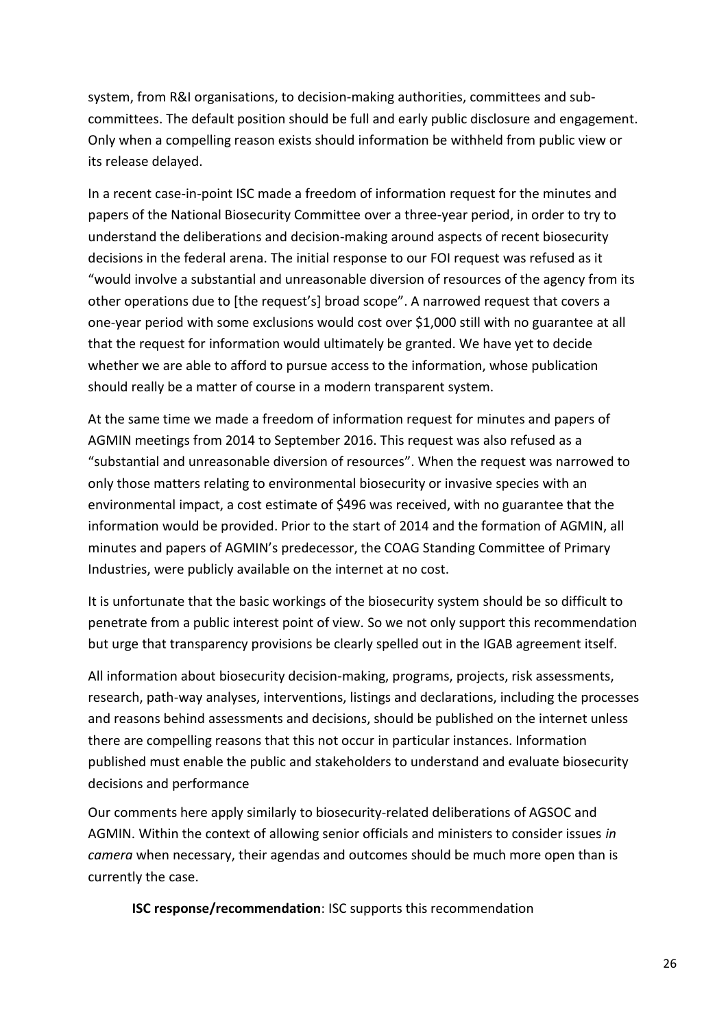system, from R&I organisations, to decision-making authorities, committees and sub-committees. The default position should be full and early public disclosure and engagement. Only when a compelling reason exists should information be withheld from public view or its release delayed.

In a recent case-in-point ISC made a freedom of information request for the minutes and papers of the National Biosecurity Committee over a three-year period, in order to try to understand the deliberations and decision-making around aspects of recent biosecurity decisions in the federal arena. The initial response to our FOI request was refused as it "would involve a substantial and unreasonable diversion of resources of the agency from its other operations due to [the request's] broad scope". A narrowed request that covers a one-year period with some exclusions would cost over $1,000 still with no guarantee at all that the request for information would ultimately be granted. We have yet to decide whether we are able to afford to pursue access to the information, whose publication should really be a matter of course in a modern transparent system.

At the same time we made a freedom of information request for minutes and papers of AGMIN meetings from 2014 to September 2016. This request was also refused as a "substantial and unreasonable diversion of resources". When the request was narrowed to only those matters relating to environmental biosecurity or invasive species with an environmental impact, a cost estimate of $496 was received, with no guarantee that the information would be provided. Prior to the start of 2014 and the formation of AGMIN, all minutes and papers of AGMIN's predecessor, the COAG Standing Committee of Primary Industries, were publicly available on the internet at no cost.

It is unfortunate that the basic workings of the biosecurity system should be so difficult to penetrate from a public interest point of view. So we not only support this recommendation but urge that transparency provisions be clearly spelled out in the IGAB agreement itself.

All information about biosecurity decision-making, programs, projects, risk assessments, research, path-way analyses, interventions, listings and declarations, including the processes and reasons behind assessments and decisions, should be published on the internet unless there are compelling reasons that this not occur in particular instances. Information published must enable the public and stakeholders to understand and evaluate biosecurity decisions and performance

Our comments here apply similarly to biosecurity-related deliberations of AGSOC and AGMIN. Within the context of allowing senior officials and ministers to consider issues *in camera* when necessary, their agendas and outcomes should be much more open than is currently the case.

**ISC response/recommendation**: ISC supports this recommendation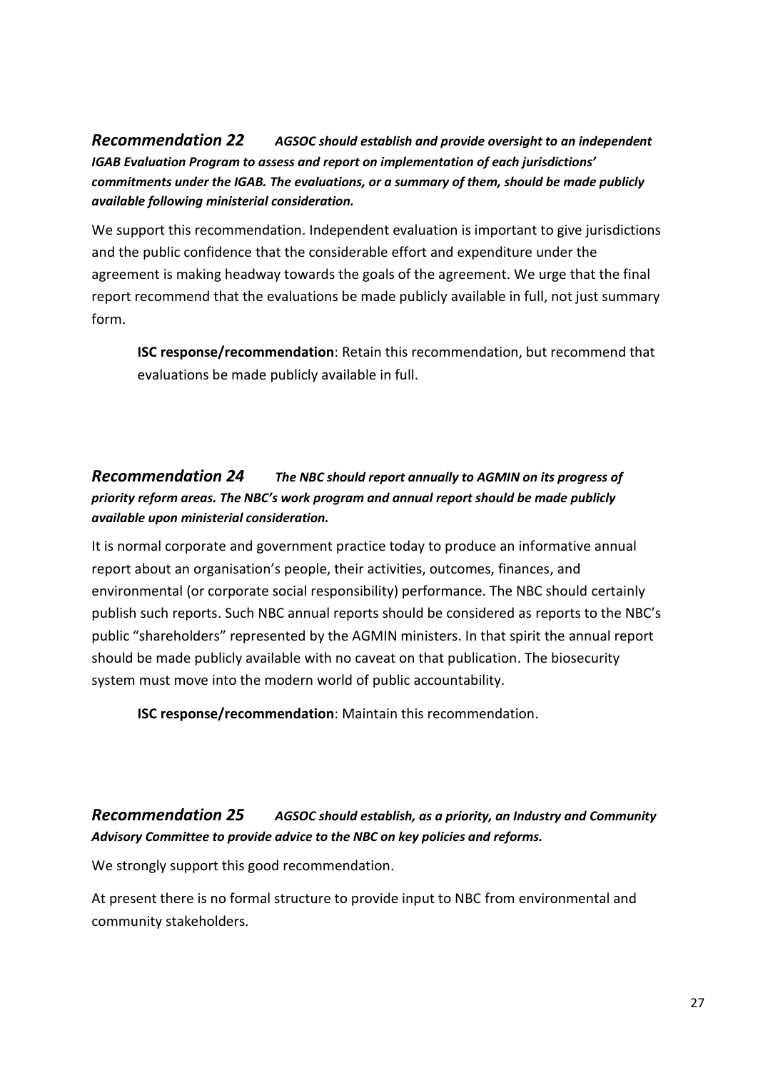***Recommendation 22*** ***AGSOC should establish and provide oversight to an independent IGAB Evaluation Program to assess and report on implementation of each jurisdictions' commitments under the IGAB. The evaluations, or a summary of them, should be made publicly available following ministerial consideration.***

We support this recommendation. Independent evaluation is important to give jurisdictions and the public confidence that the considerable effort and expenditure under the agreement is making headway towards the goals of the agreement. We urge that the final report recommend that the evaluations be made publicly available in full, not just summary form.

> **ISC response/recommendation**: Retain this recommendation, but recommend that evaluations be made publicly available in full.

***Recommendation 24*** ***The NBC should report annually to AGMIN on its progress of priority reform areas. The NBC's work program and annual report should be made publicly available upon ministerial consideration.***

It is normal corporate and government practice today to produce an informative annual report about an organisation's people, their activities, outcomes, finances, and environmental (or corporate social responsibility) performance. The NBC should certainly publish such reports. Such NBC annual reports should be considered as reports to the NBC's public "shareholders" represented by the AGMIN ministers. In that spirit the annual report should be made publicly available with no caveat on that publication. The biosecurity system must move into the modern world of public accountability.

> **ISC response/recommendation**: Maintain this recommendation.

***Recommendation 25*** ***AGSOC should establish, as a priority, an Industry and Community Advisory Committee to provide advice to the NBC on key policies and reforms.***

We strongly support this good recommendation.

At present there is no formal structure to provide input to NBC from environmental and community stakeholders.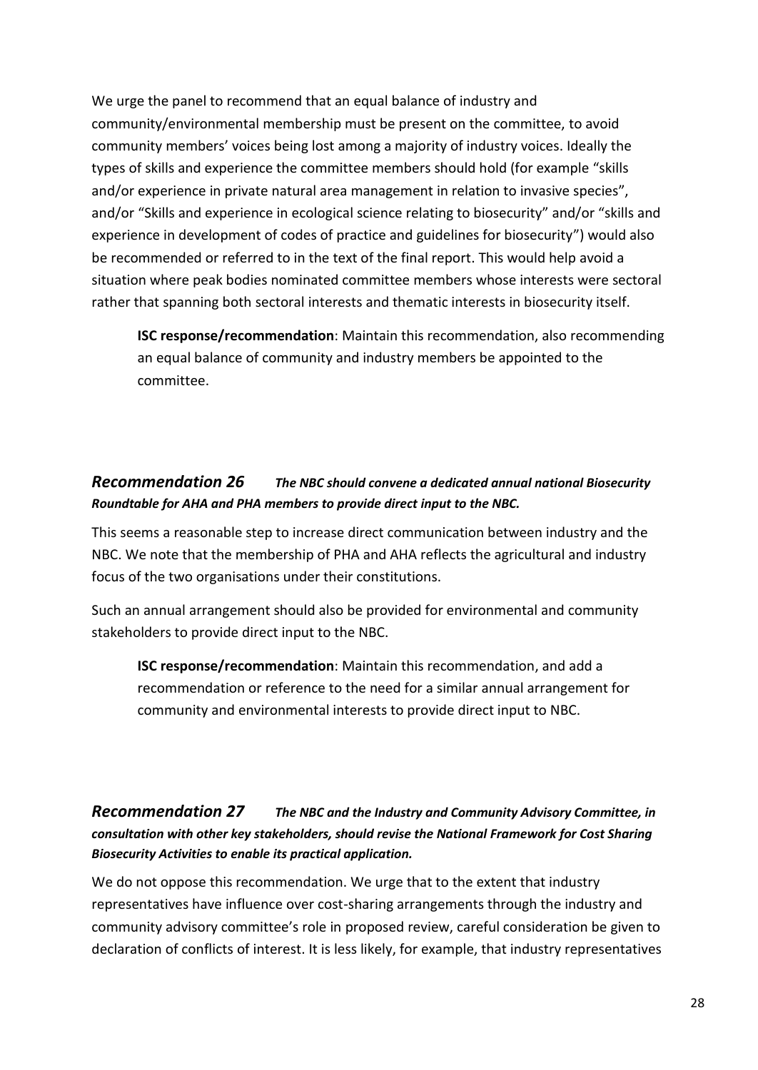We urge the panel to recommend that an equal balance of industry and community/environmental membership must be present on the committee, to avoid community members' voices being lost among a majority of industry voices. Ideally the types of skills and experience the committee members should hold (for example "skills and/or experience in private natural area management in relation to invasive species", and/or "Skills and experience in ecological science relating to biosecurity" and/or "skills and experience in development of codes of practice and guidelines for biosecurity") would also be recommended or referred to in the text of the final report. This would help avoid a situation where peak bodies nominated committee members whose interests were sectoral rather that spanning both sectoral interests and thematic interests in biosecurity itself.

> **ISC response/recommendation**: Maintain this recommendation, also recommending an equal balance of community and industry members be appointed to the committee.

### *Recommendation 26* ***The NBC should convene a dedicated annual national Biosecurity Roundtable for AHA and PHA members to provide direct input to the NBC.***

This seems a reasonable step to increase direct communication between industry and the NBC. We note that the membership of PHA and AHA reflects the agricultural and industry focus of the two organisations under their constitutions.

Such an annual arrangement should also be provided for environmental and community stakeholders to provide direct input to the NBC.

> **ISC response/recommendation**: Maintain this recommendation, and add a recommendation or reference to the need for a similar annual arrangement for community and environmental interests to provide direct input to NBC.

### *Recommendation 27* ***The NBC and the Industry and Community Advisory Committee, in consultation with other key stakeholders, should revise the National Framework for Cost Sharing Biosecurity Activities to enable its practical application.***

We do not oppose this recommendation. We urge that to the extent that industry representatives have influence over cost-sharing arrangements through the industry and community advisory committee's role in proposed review, careful consideration be given to declaration of conflicts of interest. It is less likely, for example, that industry representatives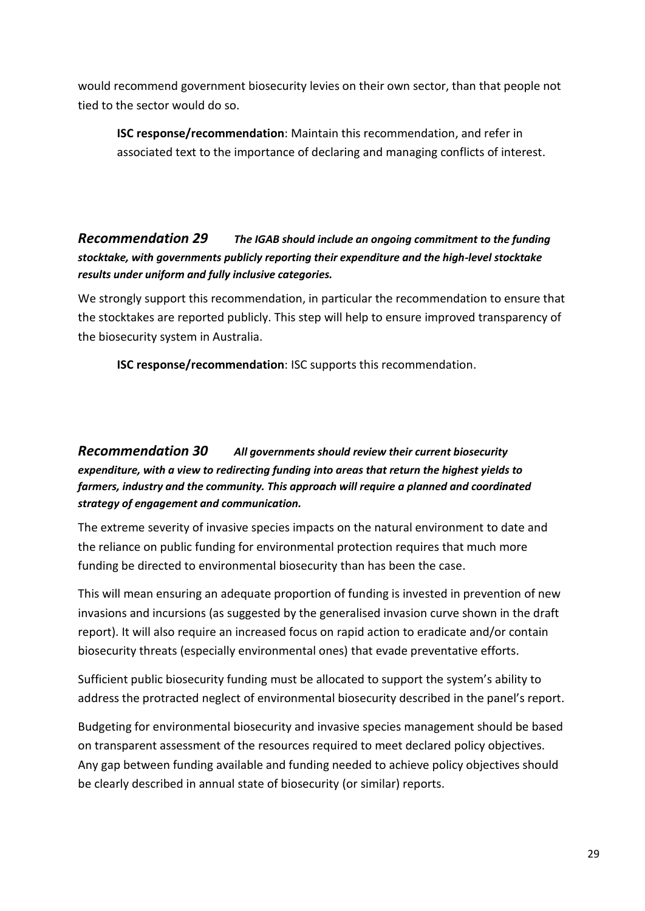would recommend government biosecurity levies on their own sector, than that people not tied to the sector would do so.

> **ISC response/recommendation**: Maintain this recommendation, and refer in associated text to the importance of declaring and managing conflicts of interest.

### *Recommendation 29* ***The IGAB should include an ongoing commitment to the funding stocktake, with governments publicly reporting their expenditure and the high-level stocktake results under uniform and fully inclusive categories.***

We strongly support this recommendation, in particular the recommendation to ensure that the stocktakes are reported publicly. This step will help to ensure improved transparency of the biosecurity system in Australia.

> **ISC response/recommendation**: ISC supports this recommendation.

### *Recommendation 30* ***All governments should review their current biosecurity expenditure, with a view to redirecting funding into areas that return the highest yields to farmers, industry and the community. This approach will require a planned and coordinated strategy of engagement and communication.***

The extreme severity of invasive species impacts on the natural environment to date and the reliance on public funding for environmental protection requires that much more funding be directed to environmental biosecurity than has been the case.

This will mean ensuring an adequate proportion of funding is invested in prevention of new invasions and incursions (as suggested by the generalised invasion curve shown in the draft report). It will also require an increased focus on rapid action to eradicate and/or contain biosecurity threats (especially environmental ones) that evade preventative efforts.

Sufficient public biosecurity funding must be allocated to support the system's ability to address the protracted neglect of environmental biosecurity described in the panel's report.

Budgeting for environmental biosecurity and invasive species management should be based on transparent assessment of the resources required to meet declared policy objectives. Any gap between funding available and funding needed to achieve policy objectives should be clearly described in annual state of biosecurity (or similar) reports.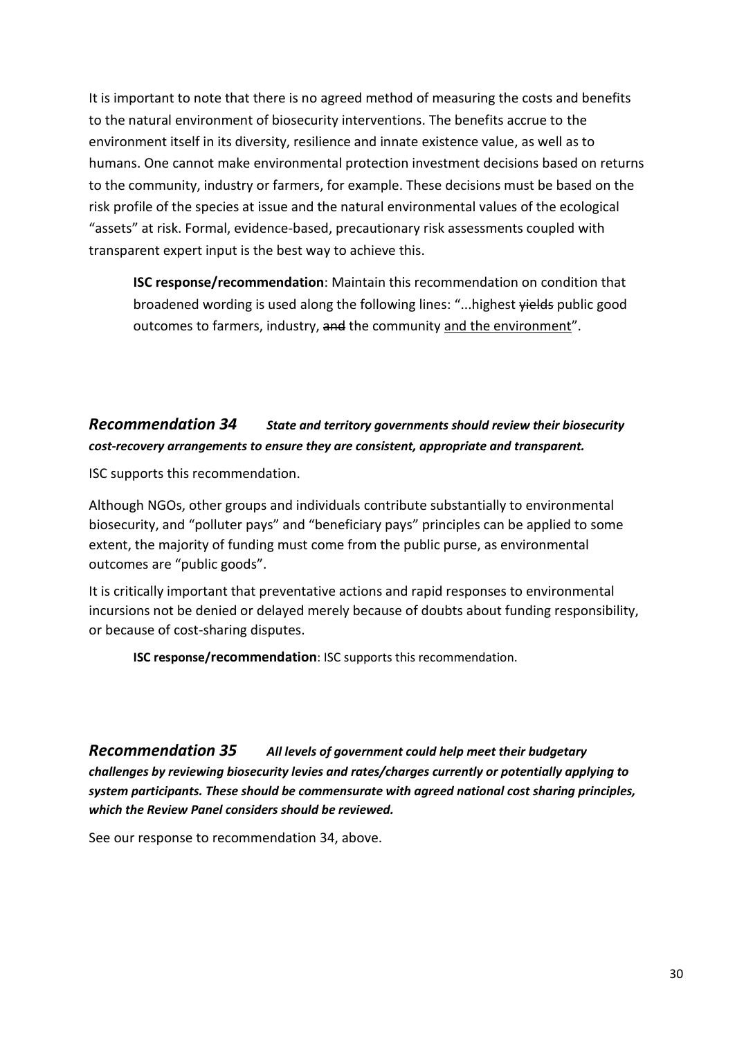It is important to note that there is no agreed method of measuring the costs and benefits to the natural environment of biosecurity interventions. The benefits accrue to the environment itself in its diversity, resilience and innate existence value, as well as to humans. One cannot make environmental protection investment decisions based on returns to the community, industry or farmers, for example. These decisions must be based on the risk profile of the species at issue and the natural environmental values of the ecological "assets" at risk. Formal, evidence-based, precautionary risk assessments coupled with transparent expert input is the best way to achieve this.

> **ISC response/recommendation**: Maintain this recommendation on condition that broadened wording is used along the following lines: "...highest ~~yields~~ public good outcomes to farmers, industry, ~~and~~ the community <u>and the environment</u>".

### *Recommendation 34* ***State and territory governments should review their biosecurity cost-recovery arrangements to ensure they are consistent, appropriate and transparent.***

ISC supports this recommendation.

Although NGOs, other groups and individuals contribute substantially to environmental biosecurity, and "polluter pays" and "beneficiary pays" principles can be applied to some extent, the majority of funding must come from the public purse, as environmental outcomes are "public goods".

It is critically important that preventative actions and rapid responses to environmental incursions not be denied or delayed merely because of doubts about funding responsibility, or because of cost-sharing disputes.

> **ISC response/recommendation**: ISC supports this recommendation.

### *Recommendation 35* ***All levels of government could help meet their budgetary challenges by reviewing biosecurity levies and rates/charges currently or potentially applying to system participants. These should be commensurate with agreed national cost sharing principles, which the Review Panel considers should be reviewed.***

See our response to recommendation 34, above.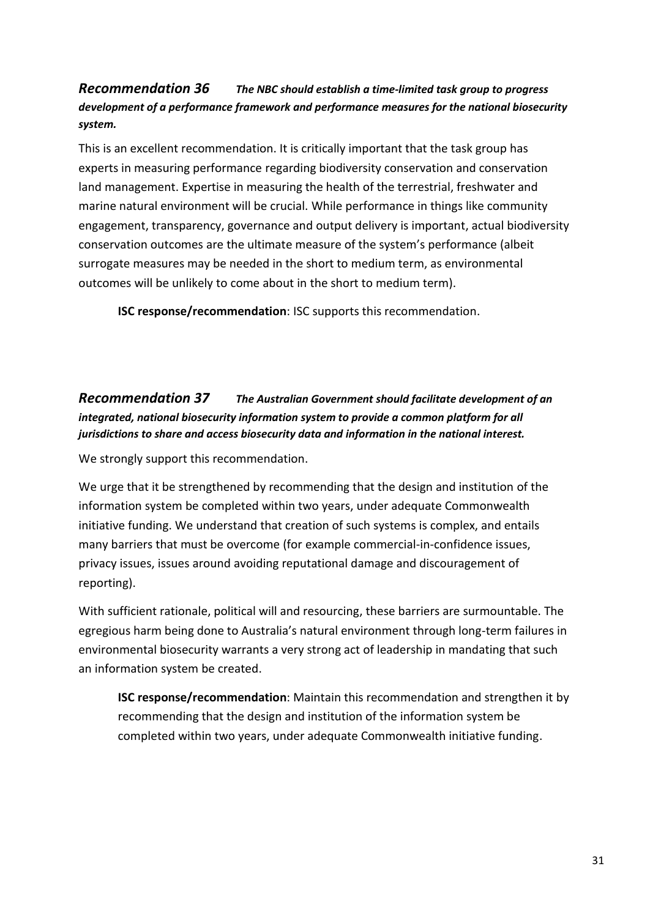### *Recommendation 36* ***The NBC should establish a time-limited task group to progress development of a performance framework and performance measures for the national biosecurity system.***

This is an excellent recommendation. It is critically important that the task group has experts in measuring performance regarding biodiversity conservation and conservation land management. Expertise in measuring the health of the terrestrial, freshwater and marine natural environment will be crucial. While performance in things like community engagement, transparency, governance and output delivery is important, actual biodiversity conservation outcomes are the ultimate measure of the system's performance (albeit surrogate measures may be needed in the short to medium term, as environmental outcomes will be unlikely to come about in the short to medium term).

> **ISC response/recommendation**: ISC supports this recommendation.

### *Recommendation 37* ***The Australian Government should facilitate development of an integrated, national biosecurity information system to provide a common platform for all jurisdictions to share and access biosecurity data and information in the national interest.***

We strongly support this recommendation.

We urge that it be strengthened by recommending that the design and institution of the information system be completed within two years, under adequate Commonwealth initiative funding. We understand that creation of such systems is complex, and entails many barriers that must be overcome (for example commercial-in-confidence issues, privacy issues, issues around avoiding reputational damage and discouragement of reporting).

With sufficient rationale, political will and resourcing, these barriers are surmountable. The egregious harm being done to Australia's natural environment through long-term failures in environmental biosecurity warrants a very strong act of leadership in mandating that such an information system be created.

> **ISC response/recommendation**: Maintain this recommendation and strengthen it by recommending that the design and institution of the information system be completed within two years, under adequate Commonwealth initiative funding.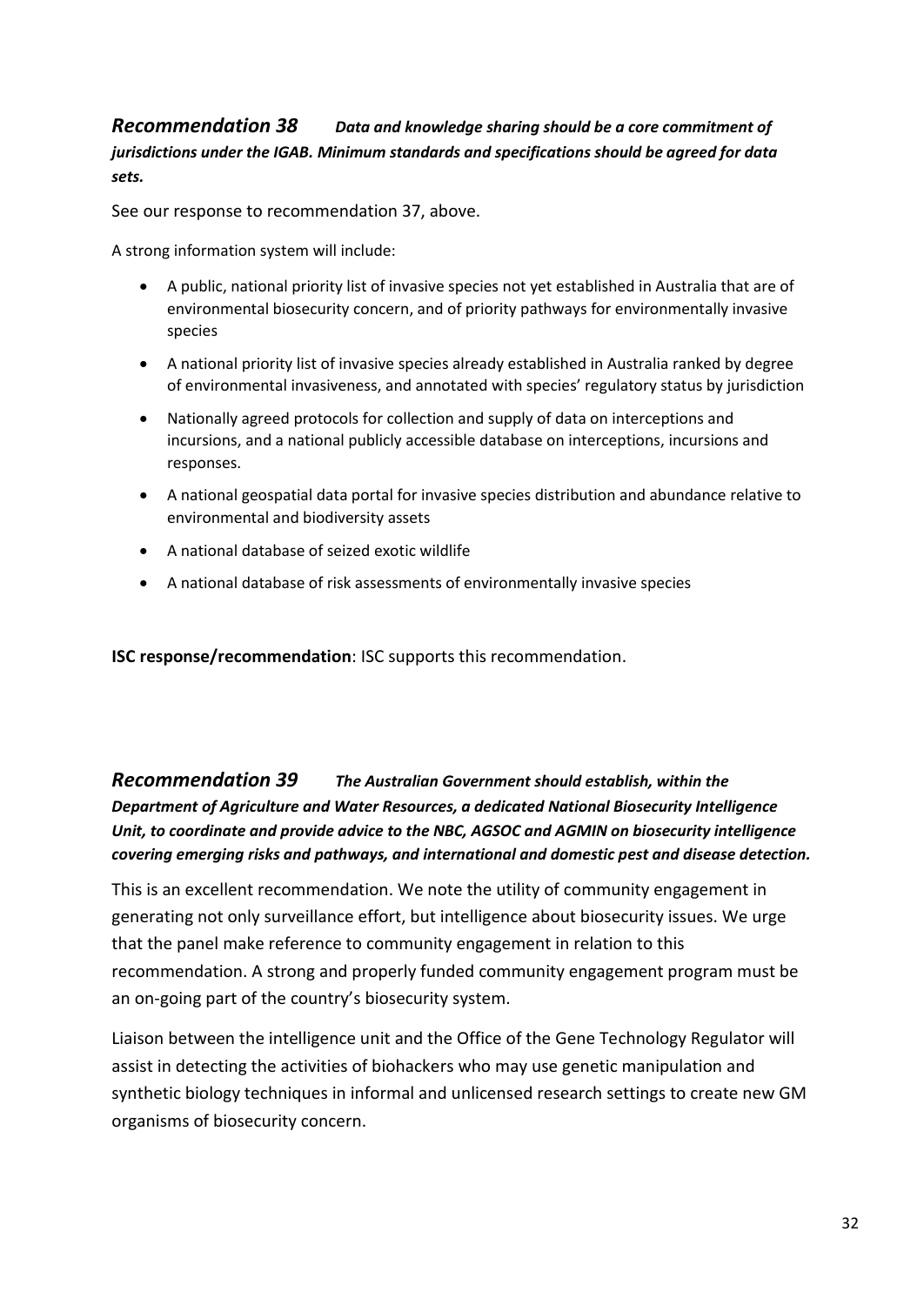### *Recommendation 38* ***Data and knowledge sharing should be a core commitment of jurisdictions under the IGAB. Minimum standards and specifications should be agreed for data sets.***

See our response to recommendation 37, above.

A strong information system will include:

- A public, national priority list of invasive species not yet established in Australia that are of environmental biosecurity concern, and of priority pathways for environmentally invasive species
- A national priority list of invasive species already established in Australia ranked by degree of environmental invasiveness, and annotated with species' regulatory status by jurisdiction
- Nationally agreed protocols for collection and supply of data on interceptions and incursions, and a national publicly accessible database on interceptions, incursions and responses.
- A national geospatial data portal for invasive species distribution and abundance relative to environmental and biodiversity assets
- A national database of seized exotic wildlife
- A national database of risk assessments of environmentally invasive species

**ISC response/recommendation**: ISC supports this recommendation.

### *Recommendation 39* ***The Australian Government should establish, within the Department of Agriculture and Water Resources, a dedicated National Biosecurity Intelligence Unit, to coordinate and provide advice to the NBC, AGSOC and AGMIN on biosecurity intelligence covering emerging risks and pathways, and international and domestic pest and disease detection.***

This is an excellent recommendation. We note the utility of community engagement in generating not only surveillance effort, but intelligence about biosecurity issues. We urge that the panel make reference to community engagement in relation to this recommendation. A strong and properly funded community engagement program must be an on-going part of the country's biosecurity system.

Liaison between the intelligence unit and the Office of the Gene Technology Regulator will assist in detecting the activities of biohackers who may use genetic manipulation and synthetic biology techniques in informal and unlicensed research settings to create new GM organisms of biosecurity concern.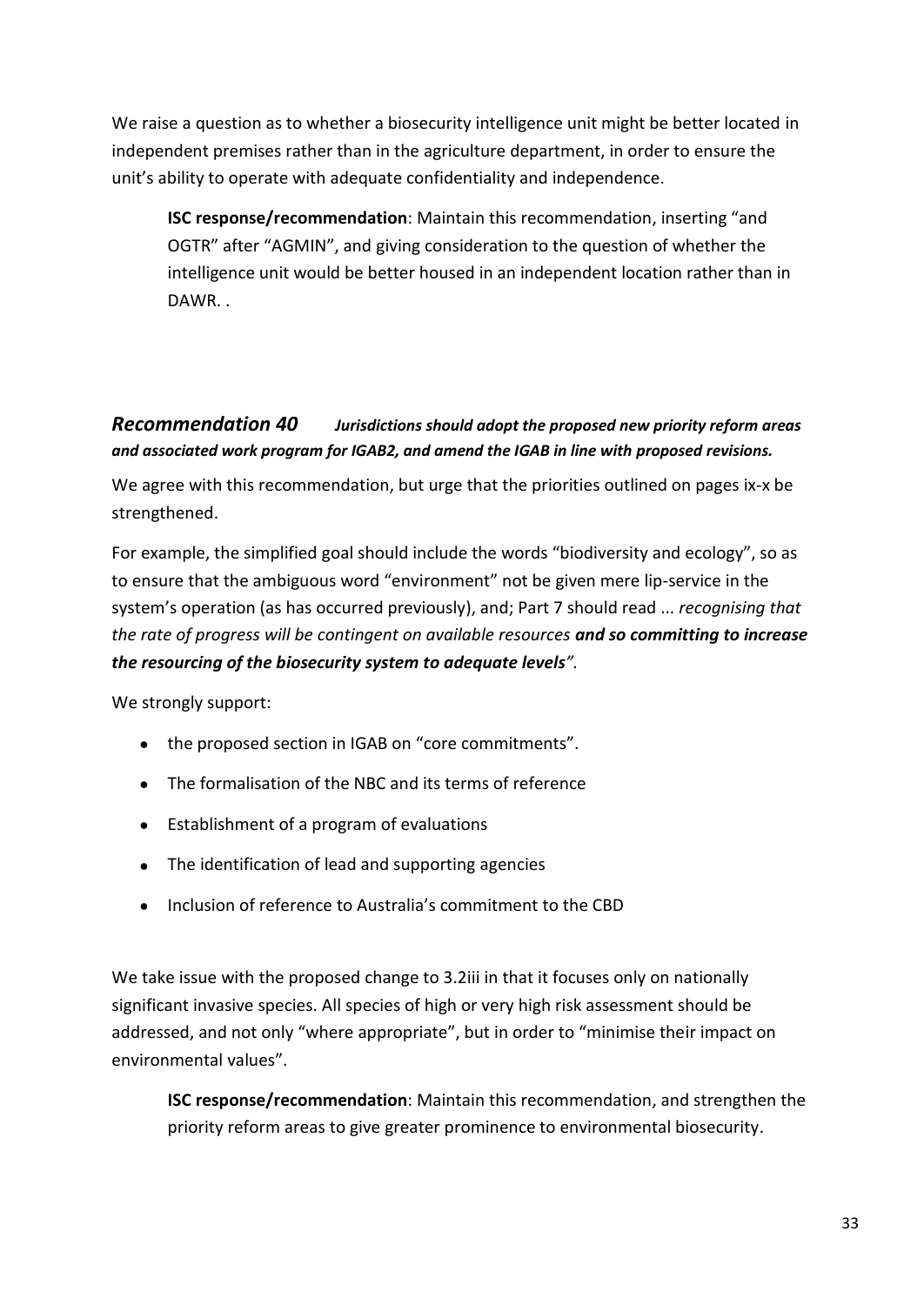We raise a question as to whether a biosecurity intelligence unit might be better located in independent premises rather than in the agriculture department, in order to ensure the unit's ability to operate with adequate confidentiality and independence.

> **ISC response/recommendation**: Maintain this recommendation, inserting "and OGTR" after "AGMIN", and giving consideration to the question of whether the intelligence unit would be better housed in an independent location rather than in DAWR. .

### *Recommendation 40 Jurisdictions should adopt the proposed new priority reform areas and associated work program for IGAB2, and amend the IGAB in line with proposed revisions.*

We agree with this recommendation, but urge that the priorities outlined on pages ix-x be strengthened.

For example, the simplified goal should include the words "biodiversity and ecology", so as to ensure that the ambiguous word "environment" not be given mere lip-service in the system's operation (as has occurred previously), and; Part 7 should read ... *recognising that the rate of progress will be contingent on available resources* ***and so committing to increase the resourcing of the biosecurity system to adequate levels****".*

We strongly support:

- the proposed section in IGAB on "core commitments".
- The formalisation of the NBC and its terms of reference
- Establishment of a program of evaluations
- The identification of lead and supporting agencies
- Inclusion of reference to Australia's commitment to the CBD

We take issue with the proposed change to 3.2iii in that it focuses only on nationally significant invasive species. All species of high or very high risk assessment should be addressed, and not only "where appropriate", but in order to "minimise their impact on environmental values".

> **ISC response/recommendation**: Maintain this recommendation, and strengthen the priority reform areas to give greater prominence to environmental biosecurity.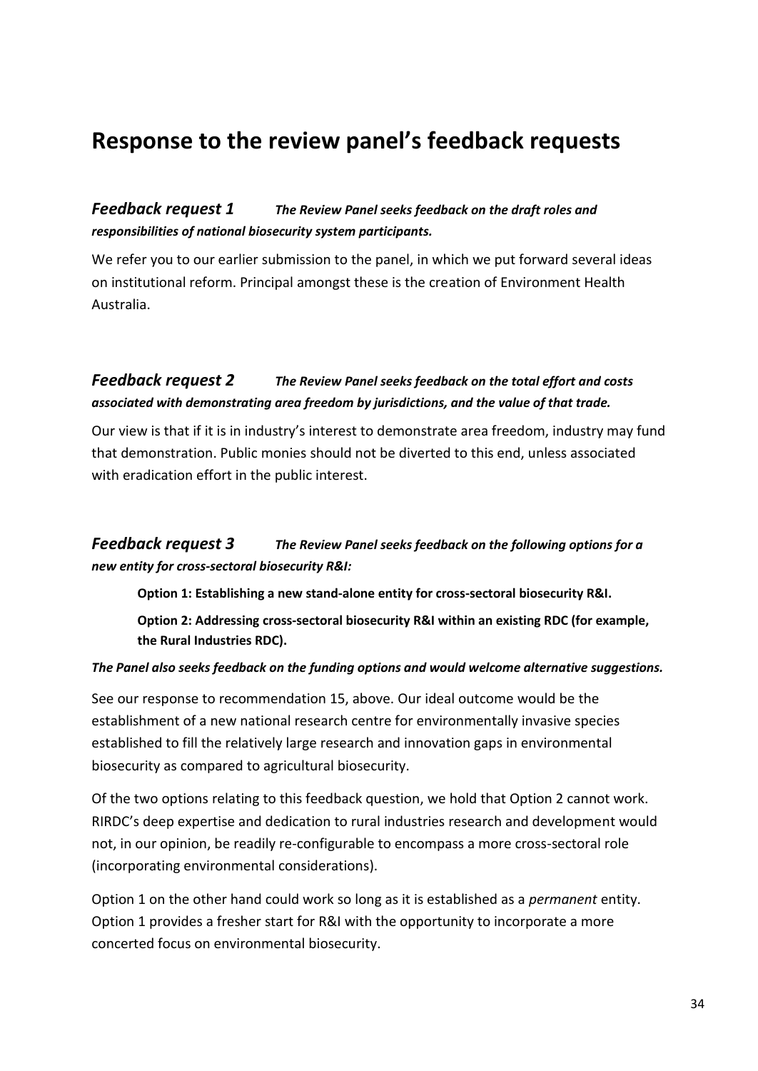# Response to the review panel's feedback requests

### *Feedback request 1* ***The Review Panel seeks feedback on the draft roles and responsibilities of national biosecurity system participants.***

We refer you to our earlier submission to the panel, in which we put forward several ideas on institutional reform. Principal amongst these is the creation of Environment Health Australia.

### *Feedback request 2* ***The Review Panel seeks feedback on the total effort and costs associated with demonstrating area freedom by jurisdictions, and the value of that trade.***

Our view is that if it is in industry's interest to demonstrate area freedom, industry may fund that demonstration. Public monies should not be diverted to this end, unless associated with eradication effort in the public interest.

### *Feedback request 3* ***The Review Panel seeks feedback on the following options for a new entity for cross-sectoral biosecurity R&I:***

> **Option 1: Establishing a new stand-alone entity for cross-sectoral biosecurity R&I.**
>
> **Option 2: Addressing cross-sectoral biosecurity R&I within an existing RDC (for example, the Rural Industries RDC).**

***The Panel also seeks feedback on the funding options and would welcome alternative suggestions.***

See our response to recommendation 15, above. Our ideal outcome would be the establishment of a new national research centre for environmentally invasive species established to fill the relatively large research and innovation gaps in environmental biosecurity as compared to agricultural biosecurity.

Of the two options relating to this feedback question, we hold that Option 2 cannot work. RIRDC's deep expertise and dedication to rural industries research and development would not, in our opinion, be readily re-configurable to encompass a more cross-sectoral role (incorporating environmental considerations).

Option 1 on the other hand could work so long as it is established as a *permanent* entity. Option 1 provides a fresher start for R&I with the opportunity to incorporate a more concerted focus on environmental biosecurity.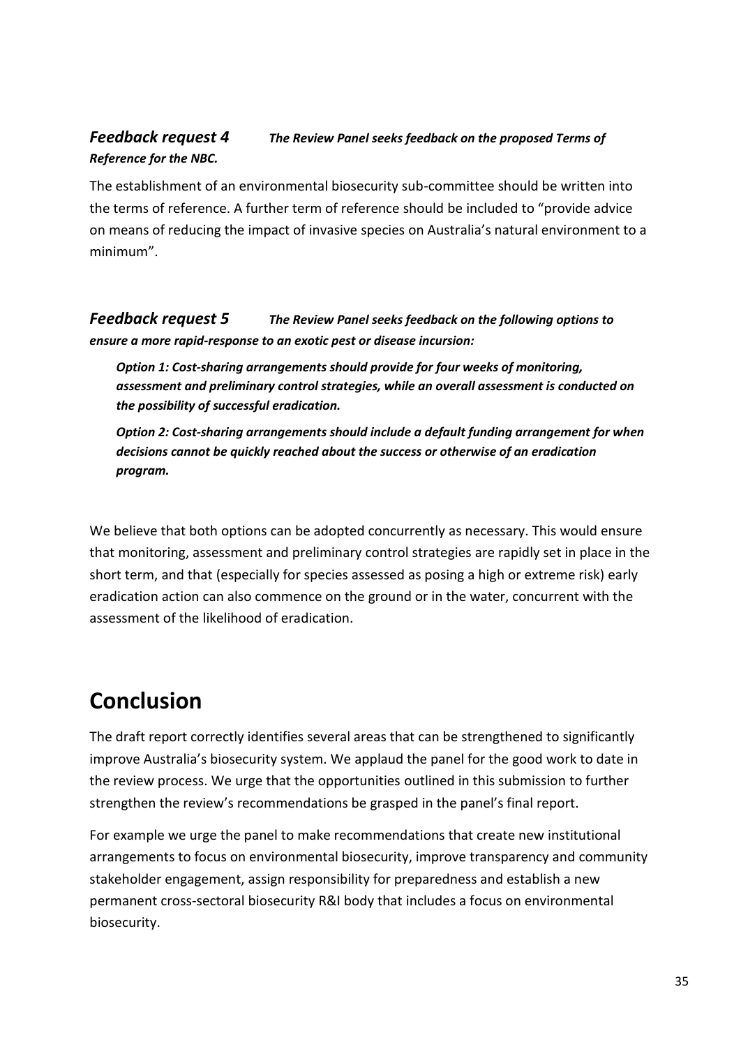***Feedback request 4*** ***The Review Panel seeks feedback on the proposed Terms of Reference for the NBC.***

The establishment of an environmental biosecurity sub-committee should be written into the terms of reference. A further term of reference should be included to "provide advice on means of reducing the impact of invasive species on Australia's natural environment to a minimum".

***Feedback request 5*** ***The Review Panel seeks feedback on the following options to ensure a more rapid-response to an exotic pest or disease incursion:***

> ***Option 1: Cost-sharing arrangements should provide for four weeks of monitoring, assessment and preliminary control strategies, while an overall assessment is conducted on the possibility of successful eradication.***
>
> ***Option 2: Cost-sharing arrangements should include a default funding arrangement for when decisions cannot be quickly reached about the success or otherwise of an eradication program.***

We believe that both options can be adopted concurrently as necessary. This would ensure that monitoring, assessment and preliminary control strategies are rapidly set in place in the short term, and that (especially for species assessed as posing a high or extreme risk) early eradication action can also commence on the ground or in the water, concurrent with the assessment of the likelihood of eradication.

# Conclusion

The draft report correctly identifies several areas that can be strengthened to significantly improve Australia's biosecurity system. We applaud the panel for the good work to date in the review process. We urge that the opportunities outlined in this submission to further strengthen the review's recommendations be grasped in the panel's final report.

For example we urge the panel to make recommendations that create new institutional arrangements to focus on environmental biosecurity, improve transparency and community stakeholder engagement, assign responsibility for preparedness and establish a new permanent cross-sectoral biosecurity R&I body that includes a focus on environmental biosecurity.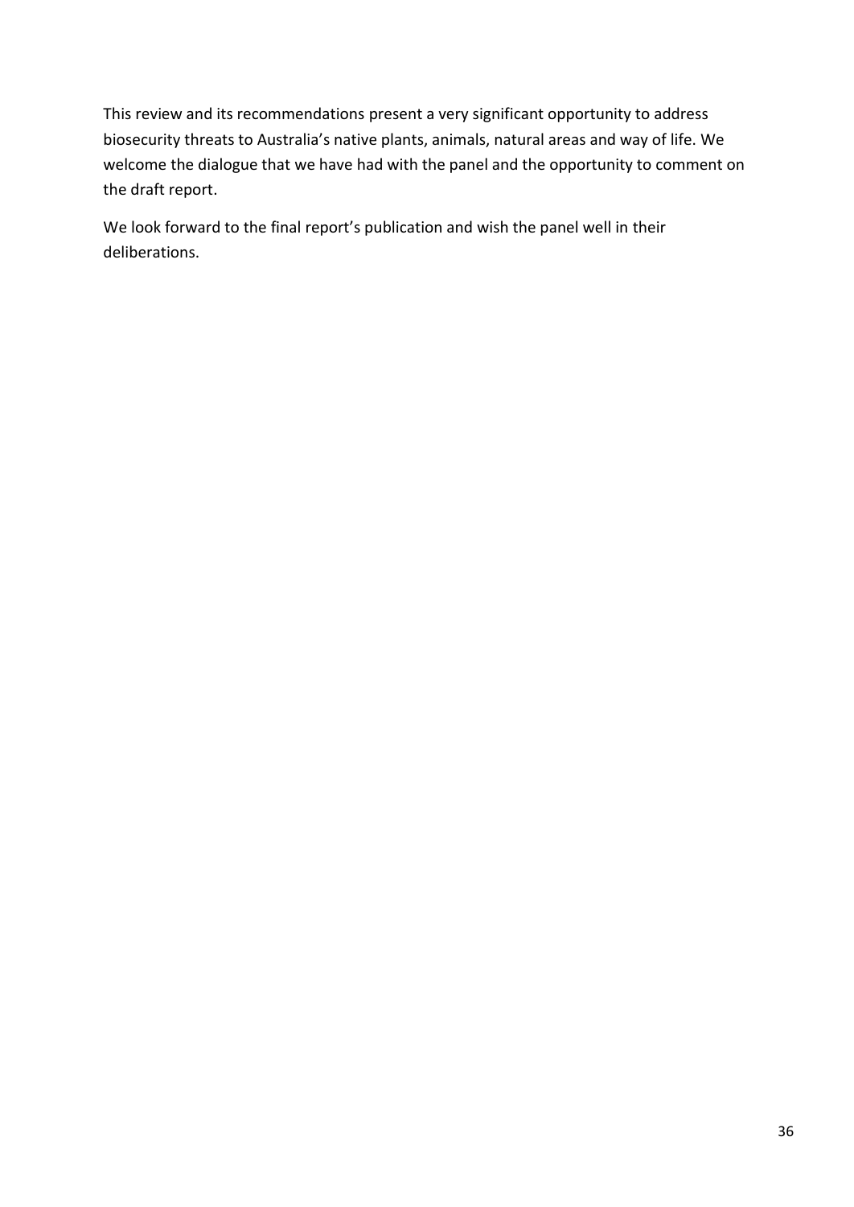This review and its recommendations present a very significant opportunity to address biosecurity threats to Australia's native plants, animals, natural areas and way of life. We welcome the dialogue that we have had with the panel and the opportunity to comment on the draft report.

We look forward to the final report's publication and wish the panel well in their deliberations.